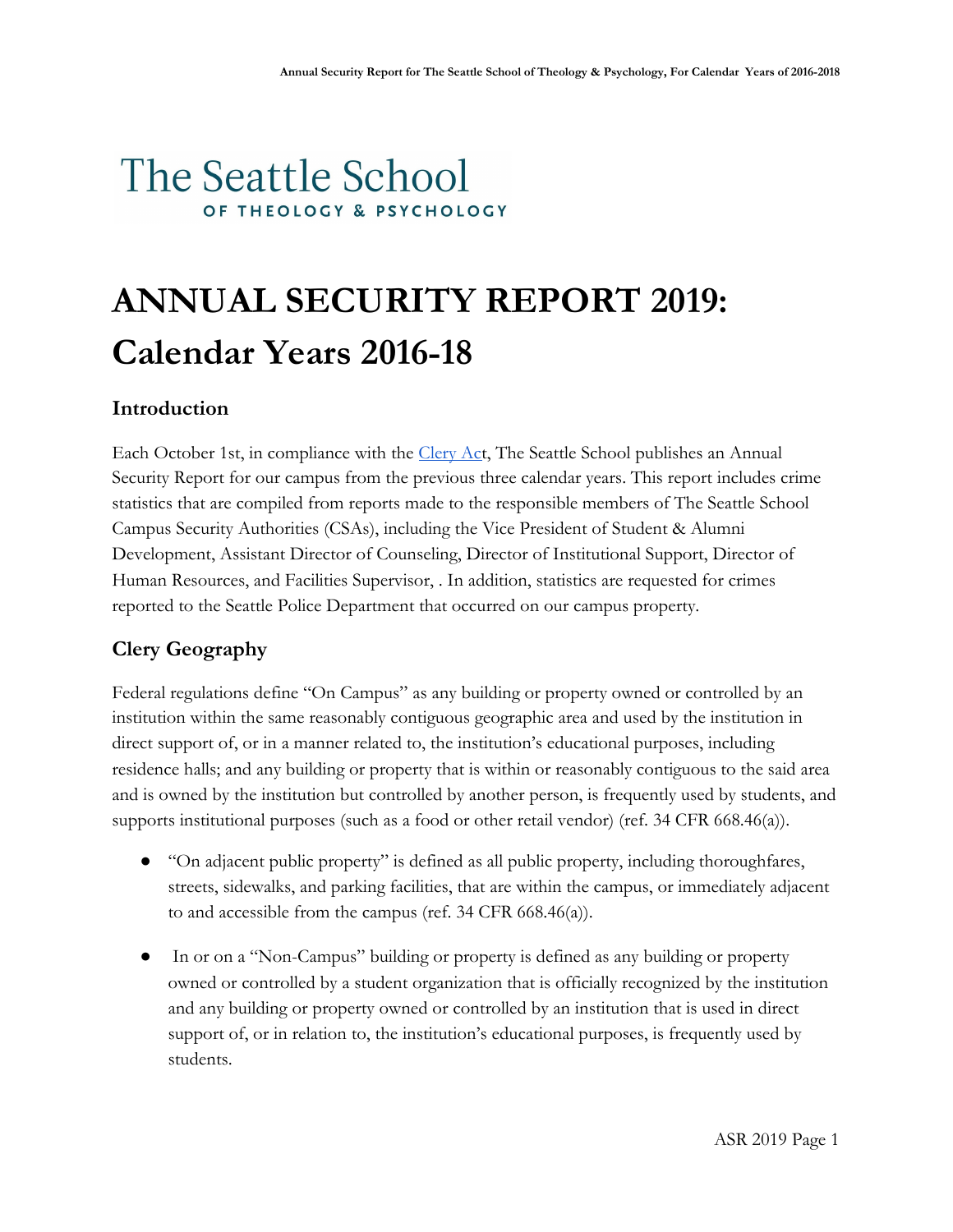The Seattle School
OF THEOLOGY & PSYCHOLOGY

# ANNUAL SECURITY REPORT 2019: Calendar Years 2016-18

## Introduction

Each October 1st, in compliance with the Clery Act, The Seattle School publishes an Annual Security Report for our campus from the previous three calendar years. This report includes crime statistics that are compiled from reports made to the responsible members of The Seattle School Campus Security Authorities (CSAs), including the Vice President of Student & Alumni Development, Assistant Director of Counseling, Director of Institutional Support, Director of Human Resources, and Facilities Supervisor, . In addition, statistics are requested for crimes reported to the Seattle Police Department that occurred on our campus property.

## Clery Geography

Federal regulations define "On Campus" as any building or property owned or controlled by an institution within the same reasonably contiguous geographic area and used by the institution in direct support of, or in a manner related to, the institution's educational purposes, including residence halls; and any building or property that is within or reasonably contiguous to the said area and is owned by the institution but controlled by another person, is frequently used by students, and supports institutional purposes (such as a food or other retail vendor) (ref. 34 CFR 668.46(a)).

- "On adjacent public property" is defined as all public property, including thoroughfares, streets, sidewalks, and parking facilities, that are within the campus, or immediately adjacent to and accessible from the campus (ref. 34 CFR 668.46(a)).
- In or on a "Non-Campus" building or property is defined as any building or property owned or controlled by a student organization that is officially recognized by the institution and any building or property owned or controlled by an institution that is used in direct support of, or in relation to, the institution's educational purposes, is frequently used by students.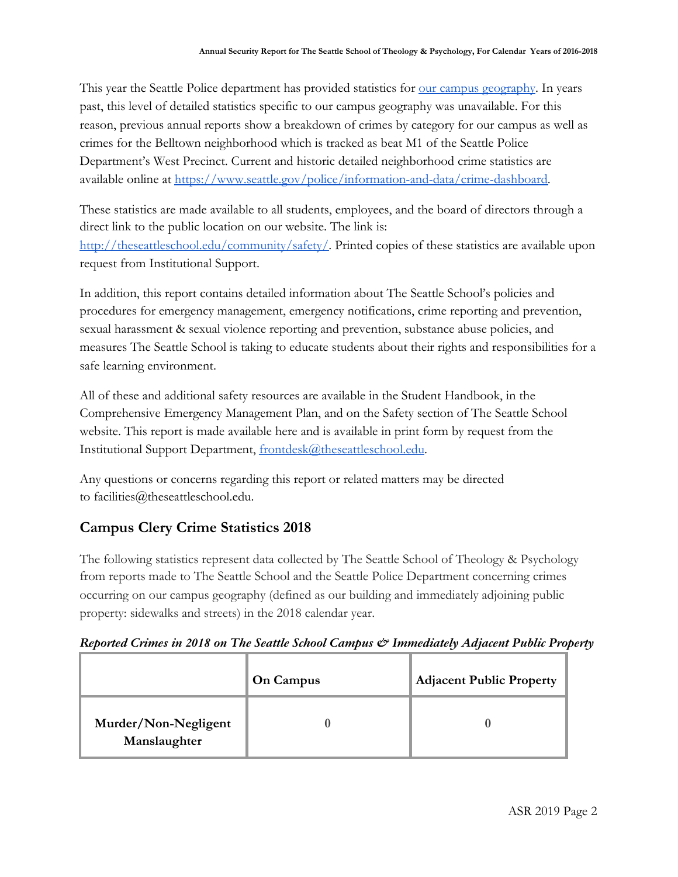This year the Seattle Police department has provided statistics for [our campus geography](). In years past, this level of detailed statistics specific to our campus geography was unavailable. For this reason, previous annual reports show a breakdown of crimes by category for our campus as well as crimes for the Belltown neighborhood which is tracked as beat M1 of the Seattle Police Department's West Precinct. Current and historic detailed neighborhood crime statistics are available online at https://www.seattle.gov/police/information-and-data/crime-dashboard.

These statistics are made available to all students, employees, and the board of directors through a direct link to the public location on our website. The link is: http://theseattleschool.edu/community/safety/. Printed copies of these statistics are available upon request from Institutional Support.

In addition, this report contains detailed information about The Seattle School's policies and procedures for emergency management, emergency notifications, crime reporting and prevention, sexual harassment & sexual violence reporting and prevention, substance abuse policies, and measures The Seattle School is taking to educate students about their rights and responsibilities for a safe learning environment.

All of these and additional safety resources are available in the Student Handbook, in the Comprehensive Emergency Management Plan, and on the Safety section of The Seattle School website. This report is made available here and is available in print form by request from the Institutional Support Department, frontdesk@theseattleschool.edu.

Any questions or concerns regarding this report or related matters may be directed to facilities@theseattleschool.edu.

## Campus Clery Crime Statistics 2018

The following statistics represent data collected by The Seattle School of Theology & Psychology from reports made to The Seattle School and the Seattle Police Department concerning crimes occurring on our campus geography (defined as our building and immediately adjoining public property: sidewalks and streets) in the 2018 calendar year.

***Reported Crimes in 2018 on The Seattle School Campus & Immediately Adjacent Public Property***

| | On Campus | Adjacent Public Property |
|---|---|---|
| **Murder/Non-Negligent Manslaughter** | 0 | 0 |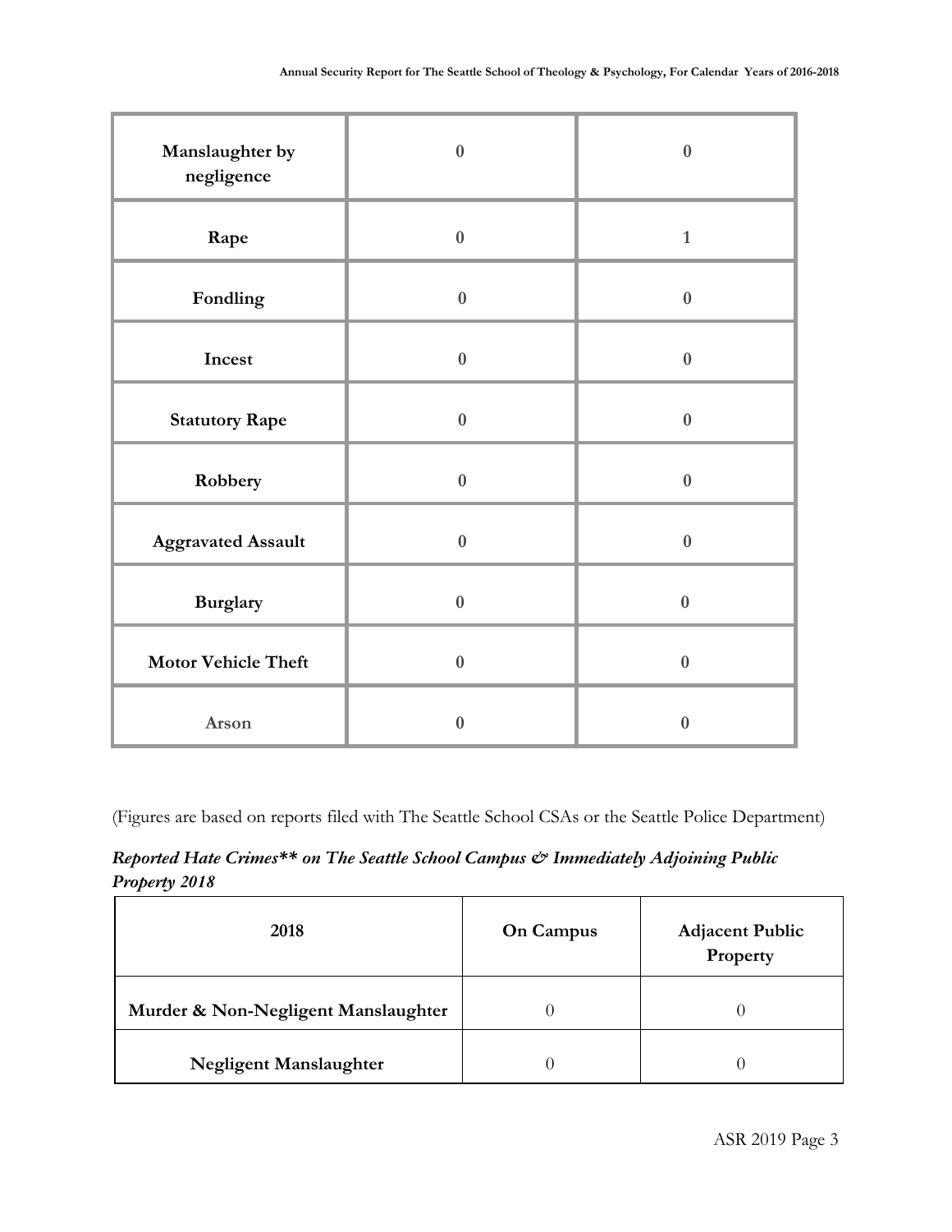| Manslaughter by negligence | 0 | 0 |
|---|---|---|
| Rape | 0 | 1 |
| Fondling | 0 | 0 |
| Incest | 0 | 0 |
| Statutory Rape | 0 | 0 |
| Robbery | 0 | 0 |
| Aggravated Assault | 0 | 0 |
| Burglary | 0 | 0 |
| Motor Vehicle Theft | 0 | 0 |
| Arson | 0 | 0 |

(Figures are based on reports filed with The Seattle School CSAs or the Seattle Police Department)

***Reported Hate Crimes\*\* on The Seattle School Campus & Immediately Adjoining Public Property 2018***

| 2018 | On Campus | Adjacent Public Property |
|---|---|---|
| **Murder & Non-Negligent Manslaughter** | 0 | 0 |
| **Negligent Manslaughter** | 0 | 0 |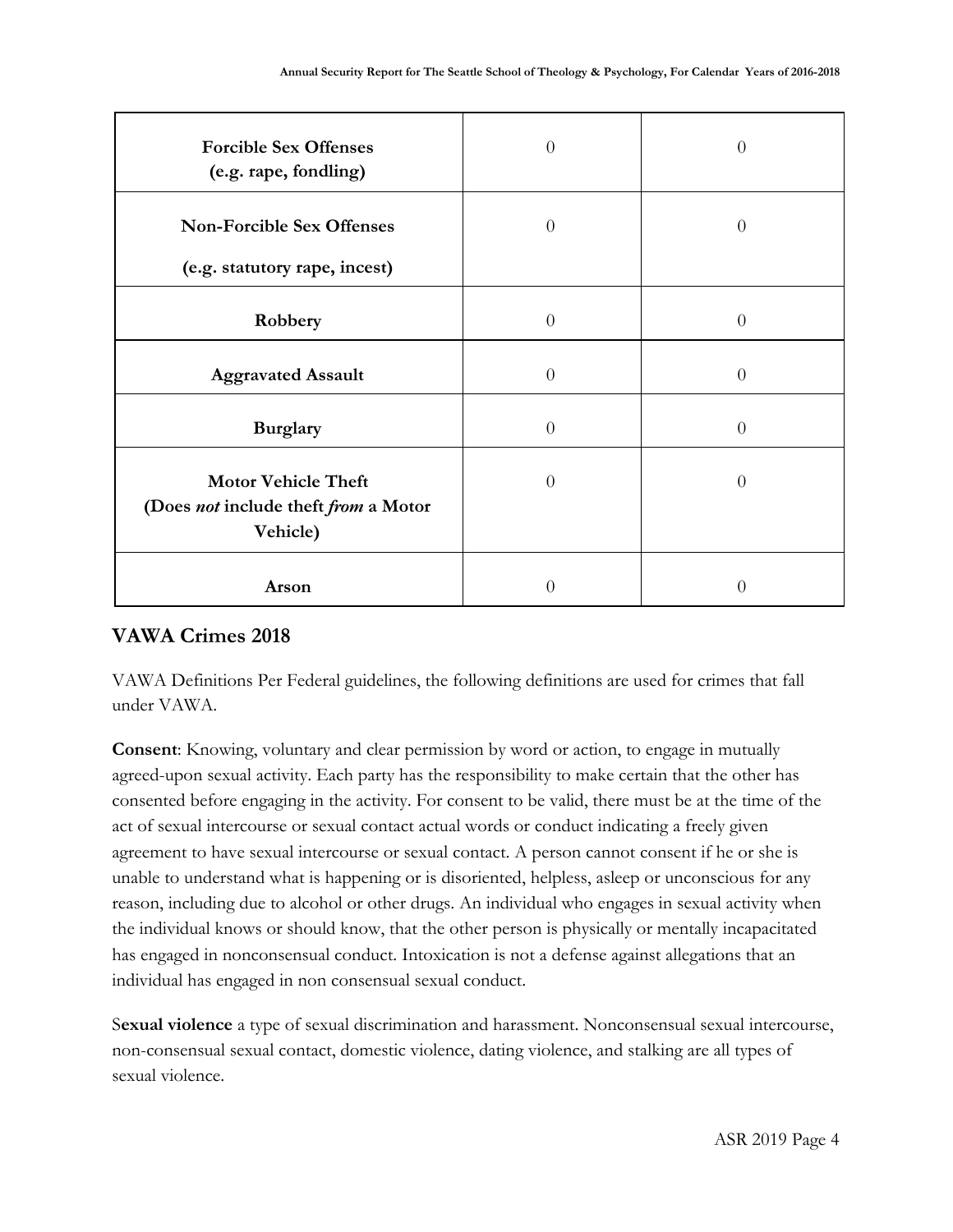| | | |
|---|---|---|
| **Forcible Sex Offenses (e.g. rape, fondling)** | 0 | 0 |
| **Non-Forcible Sex Offenses** **(e.g. statutory rape, incest)** | 0 | 0 |
| **Robbery** | 0 | 0 |
| **Aggravated Assault** | 0 | 0 |
| **Burglary** | 0 | 0 |
| **Motor Vehicle Theft (Does *not* include theft *from* a Motor Vehicle)** | 0 | 0 |
| **Arson** | 0 | 0 |

## VAWA Crimes 2018

VAWA Definitions Per Federal guidelines, the following definitions are used for crimes that fall under VAWA.

**Consent**: Knowing, voluntary and clear permission by word or action, to engage in mutually agreed-upon sexual activity. Each party has the responsibility to make certain that the other has consented before engaging in the activity. For consent to be valid, there must be at the time of the act of sexual intercourse or sexual contact actual words or conduct indicating a freely given agreement to have sexual intercourse or sexual contact. A person cannot consent if he or she is unable to understand what is happening or is disoriented, helpless, asleep or unconscious for any reason, including due to alcohol or other drugs. An individual who engages in sexual activity when the individual knows or should know, that the other person is physically or mentally incapacitated has engaged in nonconsensual conduct. Intoxication is not a defense against allegations that an individual has engaged in non consensual sexual conduct.

S**exual violence** a type of sexual discrimination and harassment. Nonconsensual sexual intercourse, non-consensual sexual contact, domestic violence, dating violence, and stalking are all types of sexual violence.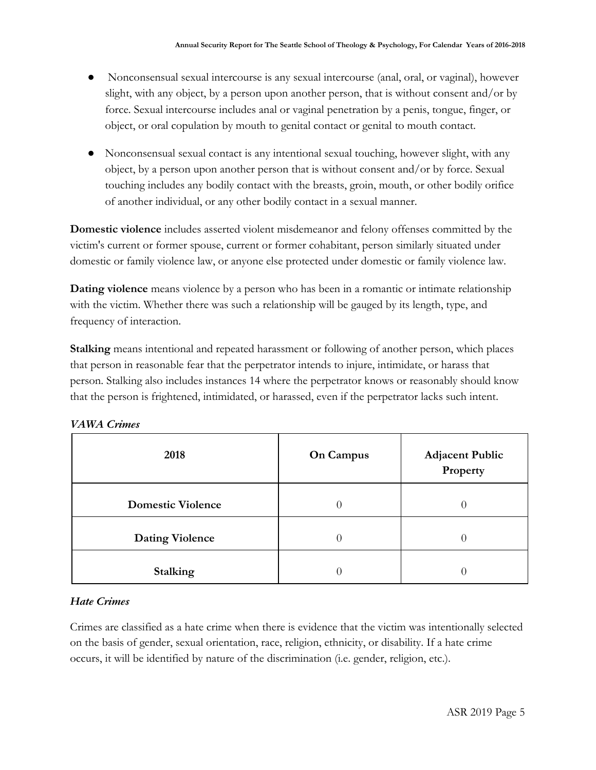- Nonconsensual sexual intercourse is any sexual intercourse (anal, oral, or vaginal), however slight, with any object, by a person upon another person, that is without consent and/or by force. Sexual intercourse includes anal or vaginal penetration by a penis, tongue, finger, or object, or oral copulation by mouth to genital contact or genital to mouth contact.

- Nonconsensual sexual contact is any intentional sexual touching, however slight, with any object, by a person upon another person that is without consent and/or by force. Sexual touching includes any bodily contact with the breasts, groin, mouth, or other bodily orifice of another individual, or any other bodily contact in a sexual manner.

**Domestic violence** includes asserted violent misdemeanor and felony offenses committed by the victim's current or former spouse, current or former cohabitant, person similarly situated under domestic or family violence law, or anyone else protected under domestic or family violence law.

**Dating violence** means violence by a person who has been in a romantic or intimate relationship with the victim. Whether there was such a relationship will be gauged by its length, type, and frequency of interaction.

**Stalking** means intentional and repeated harassment or following of another person, which places that person in reasonable fear that the perpetrator intends to injure, intimidate, or harass that person. Stalking also includes instances 14 where the perpetrator knows or reasonably should know that the person is frightened, intimidated, or harassed, even if the perpetrator lacks such intent.

***VAWA Crimes***

| 2018 | On Campus | Adjacent Public Property |
|---|---|---|
| **Domestic Violence** | 0 | 0 |
| **Dating Violence** | 0 | 0 |
| **Stalking** | 0 | 0 |

***Hate Crimes***

Crimes are classified as a hate crime when there is evidence that the victim was intentionally selected on the basis of gender, sexual orientation, race, religion, ethnicity, or disability. If a hate crime occurs, it will be identified by nature of the discrimination (i.e. gender, religion, etc.).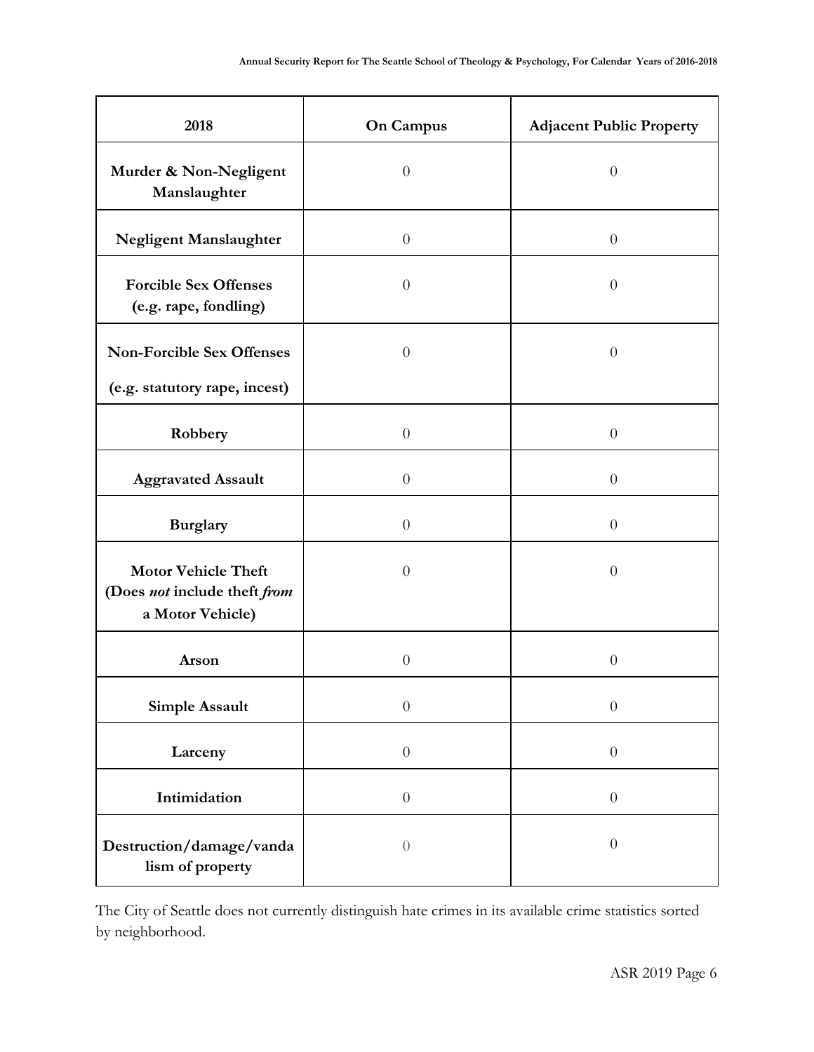| 2018 | On Campus | Adjacent Public Property |
|---|---|---|
| Murder & Non-Negligent Manslaughter | 0 | 0 |
| Negligent Manslaughter | 0 | 0 |
| Forcible Sex Offenses (e.g. rape, fondling) | 0 | 0 |
| Non-Forcible Sex Offenses (e.g. statutory rape, incest) | 0 | 0 |
| Robbery | 0 | 0 |
| Aggravated Assault | 0 | 0 |
| Burglary | 0 | 0 |
| Motor Vehicle Theft (Does *not* include theft *from* a Motor Vehicle) | 0 | 0 |
| Arson | 0 | 0 |
| Simple Assault | 0 | 0 |
| Larceny | 0 | 0 |
| Intimidation | 0 | 0 |
| Destruction/damage/vandalism of property | 0 | 0 |

The City of Seattle does not currently distinguish hate crimes in its available crime statistics sorted by neighborhood.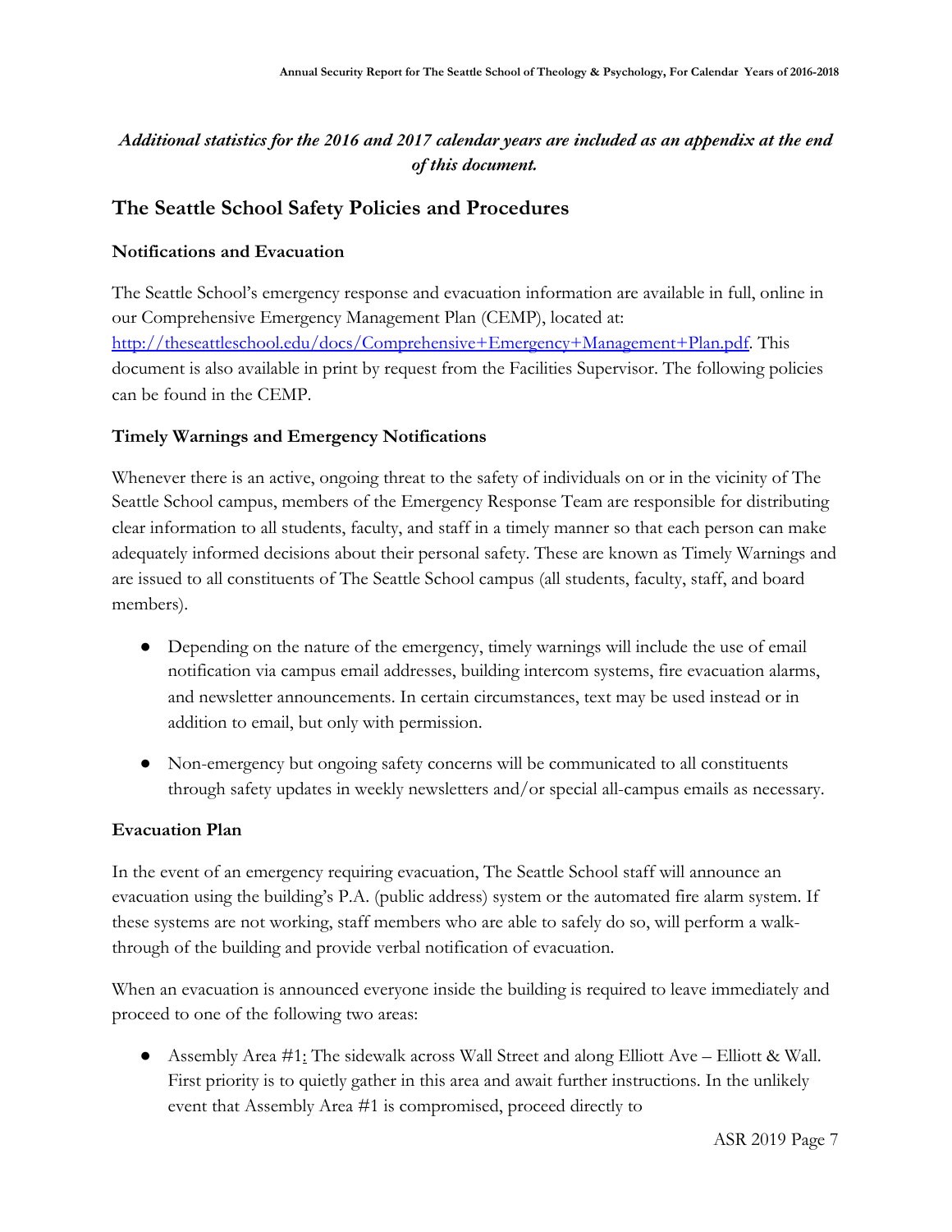*Additional statistics for the 2016 and 2017 calendar years are included as an appendix at the end of this document.*

## The Seattle School Safety Policies and Procedures

### Notifications and Evacuation

The Seattle School's emergency response and evacuation information are available in full, online in our Comprehensive Emergency Management Plan (CEMP), located at: [http://theseattleschool.edu/docs/Comprehensive+Emergency+Management+Plan.pdf](http://theseattleschool.edu/docs/Comprehensive+Emergency+Management+Plan.pdf). This document is also available in print by request from the Facilities Supervisor. The following policies can be found in the CEMP.

### Timely Warnings and Emergency Notifications

Whenever there is an active, ongoing threat to the safety of individuals on or in the vicinity of The Seattle School campus, members of the Emergency Response Team are responsible for distributing clear information to all students, faculty, and staff in a timely manner so that each person can make adequately informed decisions about their personal safety. These are known as Timely Warnings and are issued to all constituents of The Seattle School campus (all students, faculty, staff, and board members).

- Depending on the nature of the emergency, timely warnings will include the use of email notification via campus email addresses, building intercom systems, fire evacuation alarms, and newsletter announcements. In certain circumstances, text may be used instead or in addition to email, but only with permission.
- Non-emergency but ongoing safety concerns will be communicated to all constituents through safety updates in weekly newsletters and/or special all-campus emails as necessary.

### Evacuation Plan

In the event of an emergency requiring evacuation, The Seattle School staff will announce an evacuation using the building's P.A. (public address) system or the automated fire alarm system. If these systems are not working, staff members who are able to safely do so, will perform a walk-through of the building and provide verbal notification of evacuation.

When an evacuation is announced everyone inside the building is required to leave immediately and proceed to one of the following two areas:

- Assembly Area #1: The sidewalk across Wall Street and along Elliott Ave – Elliott & Wall. First priority is to quietly gather in this area and await further instructions. In the unlikely event that Assembly Area #1 is compromised, proceed directly to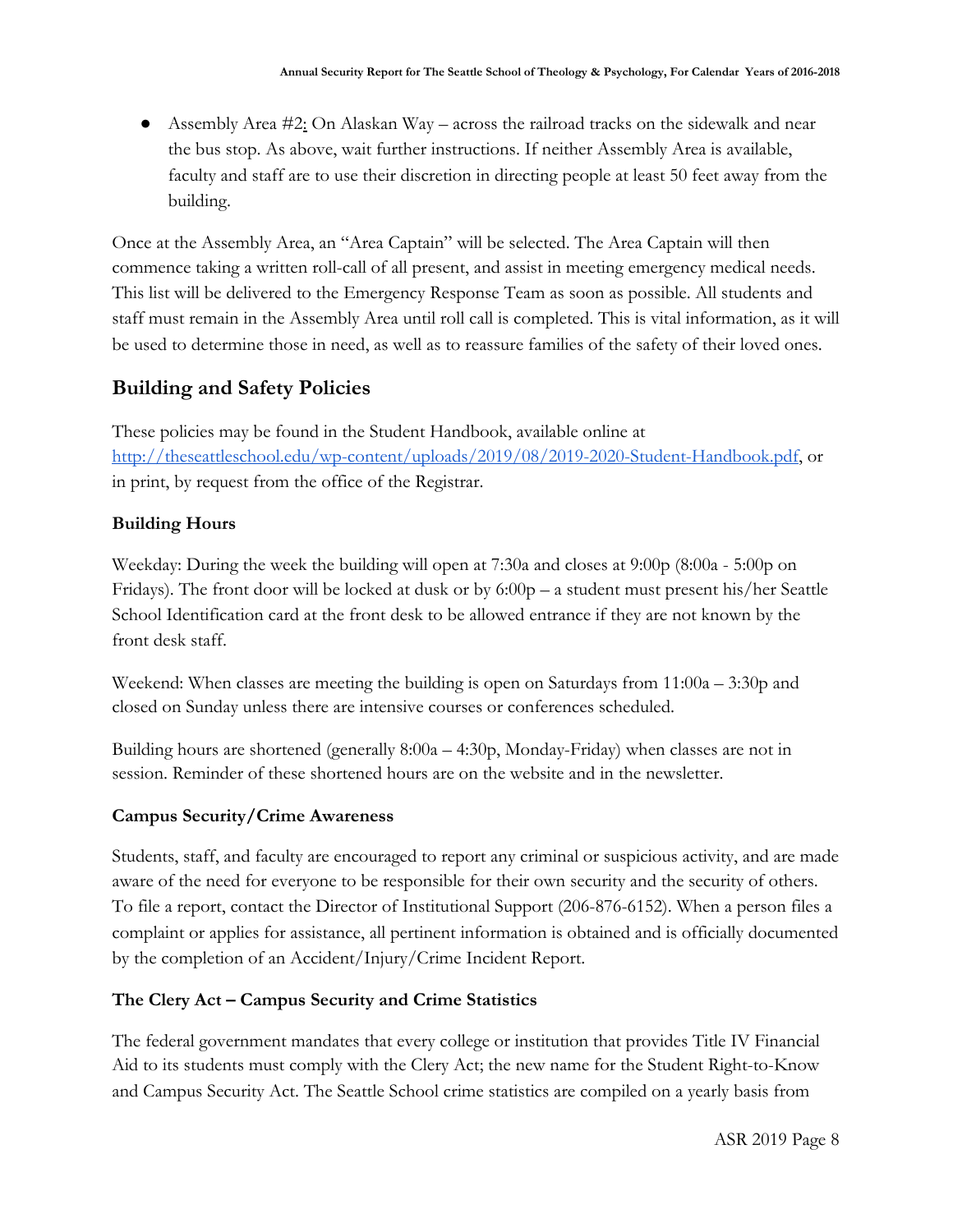- Assembly Area #2: On Alaskan Way – across the railroad tracks on the sidewalk and near the bus stop. As above, wait further instructions. If neither Assembly Area is available, faculty and staff are to use their discretion in directing people at least 50 feet away from the building.

Once at the Assembly Area, an "Area Captain" will be selected. The Area Captain will then commence taking a written roll-call of all present, and assist in meeting emergency medical needs. This list will be delivered to the Emergency Response Team as soon as possible. All students and staff must remain in the Assembly Area until roll call is completed. This is vital information, as it will be used to determine those in need, as well as to reassure families of the safety of their loved ones.

## Building and Safety Policies

These policies may be found in the Student Handbook, available online at [http://theseattleschool.edu/wp-content/uploads/2019/08/2019-2020-Student-Handbook.pdf](http://theseattleschool.edu/wp-content/uploads/2019/08/2019-2020-Student-Handbook.pdf), or in print, by request from the office of the Registrar.

### Building Hours

Weekday: During the week the building will open at 7:30a and closes at 9:00p (8:00a - 5:00p on Fridays). The front door will be locked at dusk or by 6:00p – a student must present his/her Seattle School Identification card at the front desk to be allowed entrance if they are not known by the front desk staff.

Weekend: When classes are meeting the building is open on Saturdays from 11:00a – 3:30p and closed on Sunday unless there are intensive courses or conferences scheduled.

Building hours are shortened (generally 8:00a – 4:30p, Monday-Friday) when classes are not in session. Reminder of these shortened hours are on the website and in the newsletter.

### Campus Security/Crime Awareness

Students, staff, and faculty are encouraged to report any criminal or suspicious activity, and are made aware of the need for everyone to be responsible for their own security and the security of others. To file a report, contact the Director of Institutional Support (206-876-6152). When a person files a complaint or applies for assistance, all pertinent information is obtained and is officially documented by the completion of an Accident/Injury/Crime Incident Report.

### The Clery Act – Campus Security and Crime Statistics

The federal government mandates that every college or institution that provides Title IV Financial Aid to its students must comply with the Clery Act; the new name for the Student Right-to-Know and Campus Security Act. The Seattle School crime statistics are compiled on a yearly basis from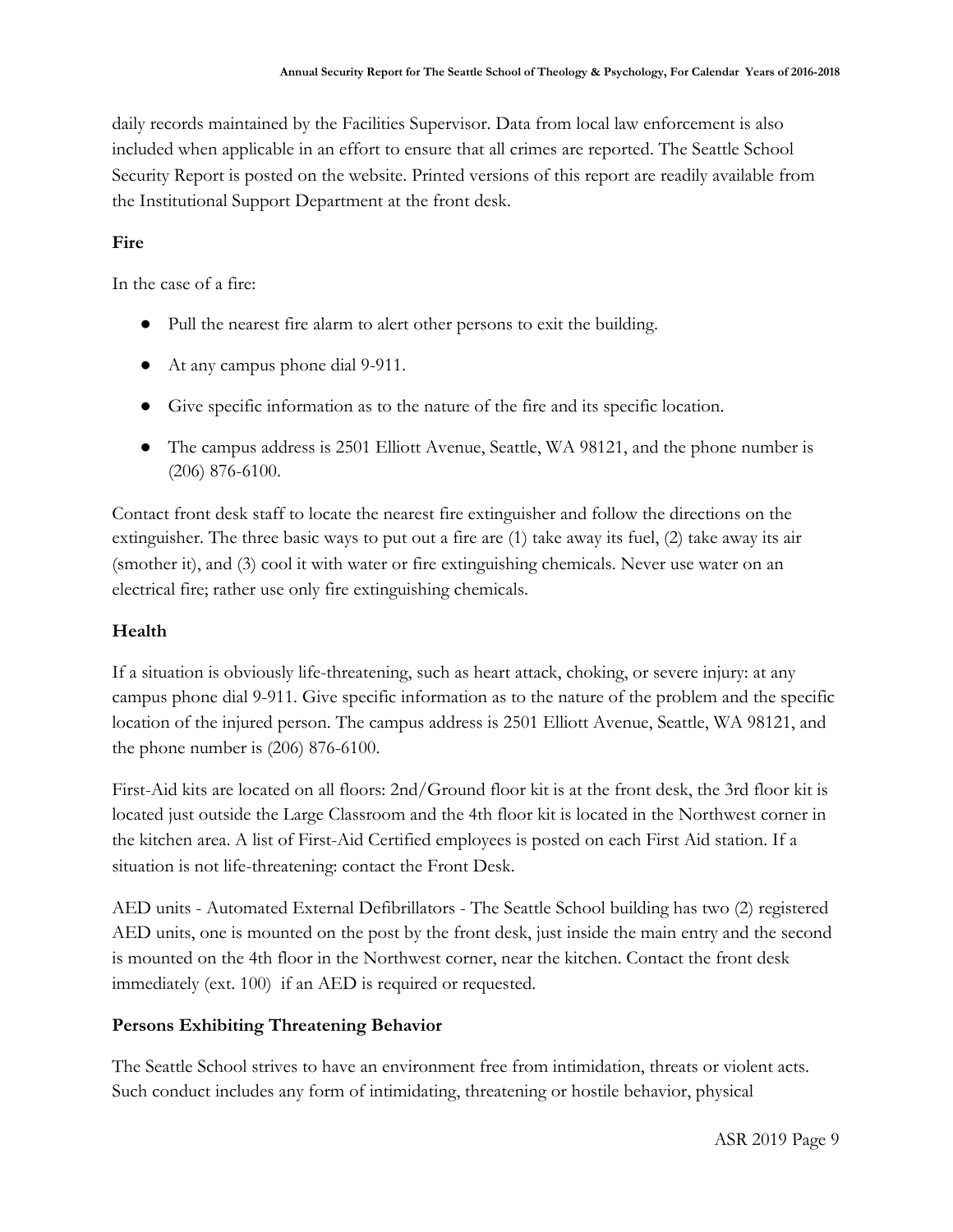daily records maintained by the Facilities Supervisor. Data from local law enforcement is also included when applicable in an effort to ensure that all crimes are reported. The Seattle School Security Report is posted on the website. Printed versions of this report are readily available from the Institutional Support Department at the front desk.

**Fire**

In the case of a fire:

- Pull the nearest fire alarm to alert other persons to exit the building.
- At any campus phone dial 9-911.
- Give specific information as to the nature of the fire and its specific location.
- The campus address is 2501 Elliott Avenue, Seattle, WA 98121, and the phone number is (206) 876-6100.

Contact front desk staff to locate the nearest fire extinguisher and follow the directions on the extinguisher. The three basic ways to put out a fire are (1) take away its fuel, (2) take away its air (smother it), and (3) cool it with water or fire extinguishing chemicals. Never use water on an electrical fire; rather use only fire extinguishing chemicals.

## Health

If a situation is obviously life-threatening, such as heart attack, choking, or severe injury: at any campus phone dial 9-911. Give specific information as to the nature of the problem and the specific location of the injured person. The campus address is 2501 Elliott Avenue, Seattle, WA 98121, and the phone number is (206) 876-6100.

First-Aid kits are located on all floors: 2nd/Ground floor kit is at the front desk, the 3rd floor kit is located just outside the Large Classroom and the 4th floor kit is located in the Northwest corner in the kitchen area. A list of First-Aid Certified employees is posted on each First Aid station. If a situation is not life-threatening: contact the Front Desk.

AED units - Automated External Defibrillators - The Seattle School building has two (2) registered AED units, one is mounted on the post by the front desk, just inside the main entry and the second is mounted on the 4th floor in the Northwest corner, near the kitchen. Contact the front desk immediately (ext. 100) if an AED is required or requested.

## Persons Exhibiting Threatening Behavior

The Seattle School strives to have an environment free from intimidation, threats or violent acts. Such conduct includes any form of intimidating, threatening or hostile behavior, physical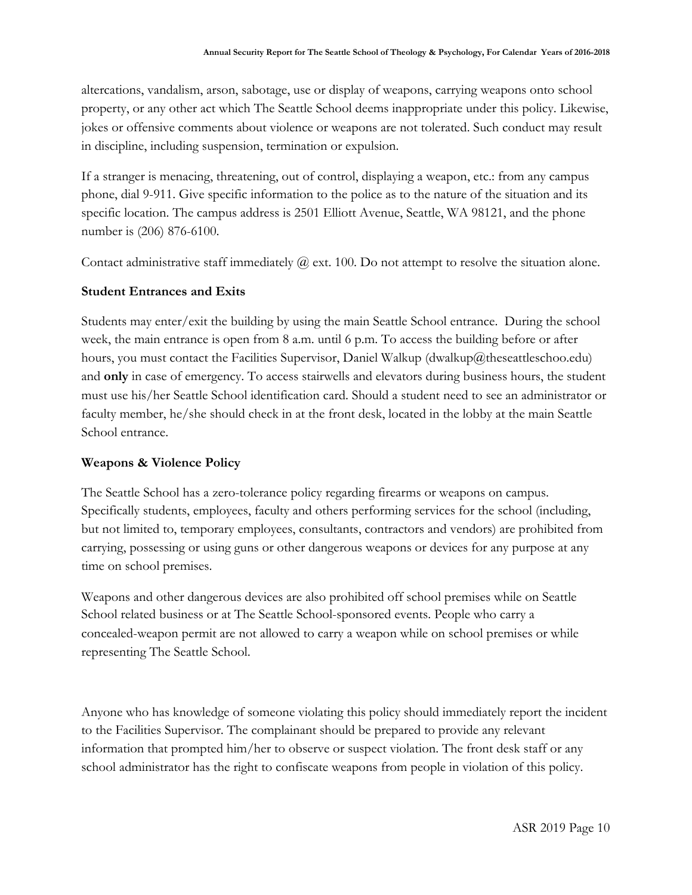altercations, vandalism, arson, sabotage, use or display of weapons, carrying weapons onto school property, or any other act which The Seattle School deems inappropriate under this policy. Likewise, jokes or offensive comments about violence or weapons are not tolerated. Such conduct may result in discipline, including suspension, termination or expulsion.

If a stranger is menacing, threatening, out of control, displaying a weapon, etc.: from any campus phone, dial 9-911. Give specific information to the police as to the nature of the situation and its specific location. The campus address is 2501 Elliott Avenue, Seattle, WA 98121, and the phone number is (206) 876-6100.

Contact administrative staff immediately @ ext. 100. Do not attempt to resolve the situation alone.

### Student Entrances and Exits

Students may enter/exit the building by using the main Seattle School entrance. During the school week, the main entrance is open from 8 a.m. until 6 p.m. To access the building before or after hours, you must contact the Facilities Supervisor, Daniel Walkup (dwalkup@theseattleschoo.edu) and **only** in case of emergency. To access stairwells and elevators during business hours, the student must use his/her Seattle School identification card. Should a student need to see an administrator or faculty member, he/she should check in at the front desk, located in the lobby at the main Seattle School entrance.

### Weapons & Violence Policy

The Seattle School has a zero-tolerance policy regarding firearms or weapons on campus. Specifically students, employees, faculty and others performing services for the school (including, but not limited to, temporary employees, consultants, contractors and vendors) are prohibited from carrying, possessing or using guns or other dangerous weapons or devices for any purpose at any time on school premises.

Weapons and other dangerous devices are also prohibited off school premises while on Seattle School related business or at The Seattle School-sponsored events. People who carry a concealed-weapon permit are not allowed to carry a weapon while on school premises or while representing The Seattle School.

Anyone who has knowledge of someone violating this policy should immediately report the incident to the Facilities Supervisor. The complainant should be prepared to provide any relevant information that prompted him/her to observe or suspect violation. The front desk staff or any school administrator has the right to confiscate weapons from people in violation of this policy.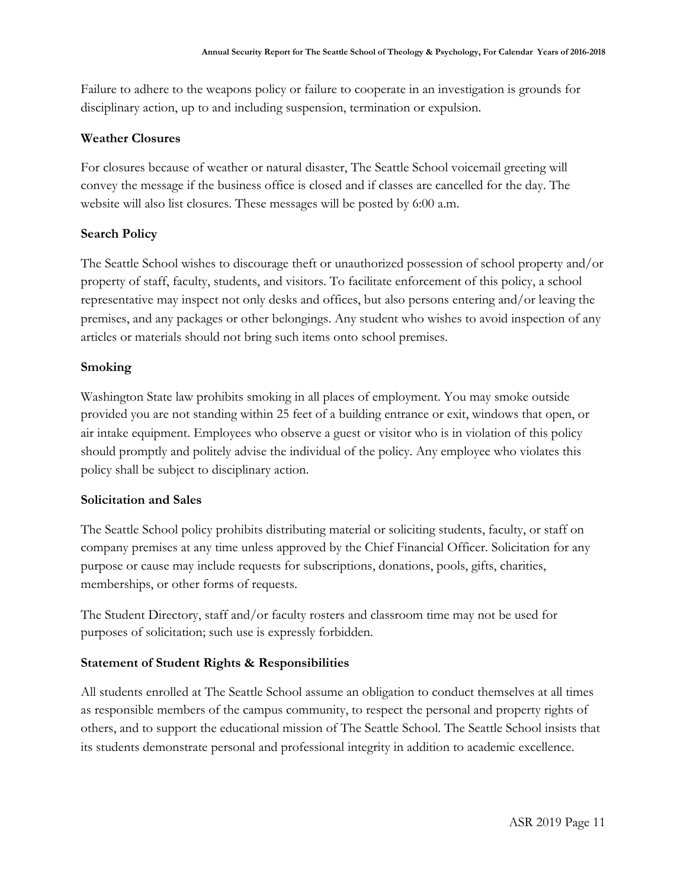Failure to adhere to the weapons policy or failure to cooperate in an investigation is grounds for disciplinary action, up to and including suspension, termination or expulsion.

### Weather Closures

For closures because of weather or natural disaster, The Seattle School voicemail greeting will convey the message if the business office is closed and if classes are cancelled for the day. The website will also list closures. These messages will be posted by 6:00 a.m.

### Search Policy

The Seattle School wishes to discourage theft or unauthorized possession of school property and/or property of staff, faculty, students, and visitors. To facilitate enforcement of this policy, a school representative may inspect not only desks and offices, but also persons entering and/or leaving the premises, and any packages or other belongings. Any student who wishes to avoid inspection of any articles or materials should not bring such items onto school premises.

### Smoking

Washington State law prohibits smoking in all places of employment. You may smoke outside provided you are not standing within 25 feet of a building entrance or exit, windows that open, or air intake equipment. Employees who observe a guest or visitor who is in violation of this policy should promptly and politely advise the individual of the policy. Any employee who violates this policy shall be subject to disciplinary action.

### Solicitation and Sales

The Seattle School policy prohibits distributing material or soliciting students, faculty, or staff on company premises at any time unless approved by the Chief Financial Officer. Solicitation for any purpose or cause may include requests for subscriptions, donations, pools, gifts, charities, memberships, or other forms of requests.

The Student Directory, staff and/or faculty rosters and classroom time may not be used for purposes of solicitation; such use is expressly forbidden.

### Statement of Student Rights & Responsibilities

All students enrolled at The Seattle School assume an obligation to conduct themselves at all times as responsible members of the campus community, to respect the personal and property rights of others, and to support the educational mission of The Seattle School. The Seattle School insists that its students demonstrate personal and professional integrity in addition to academic excellence.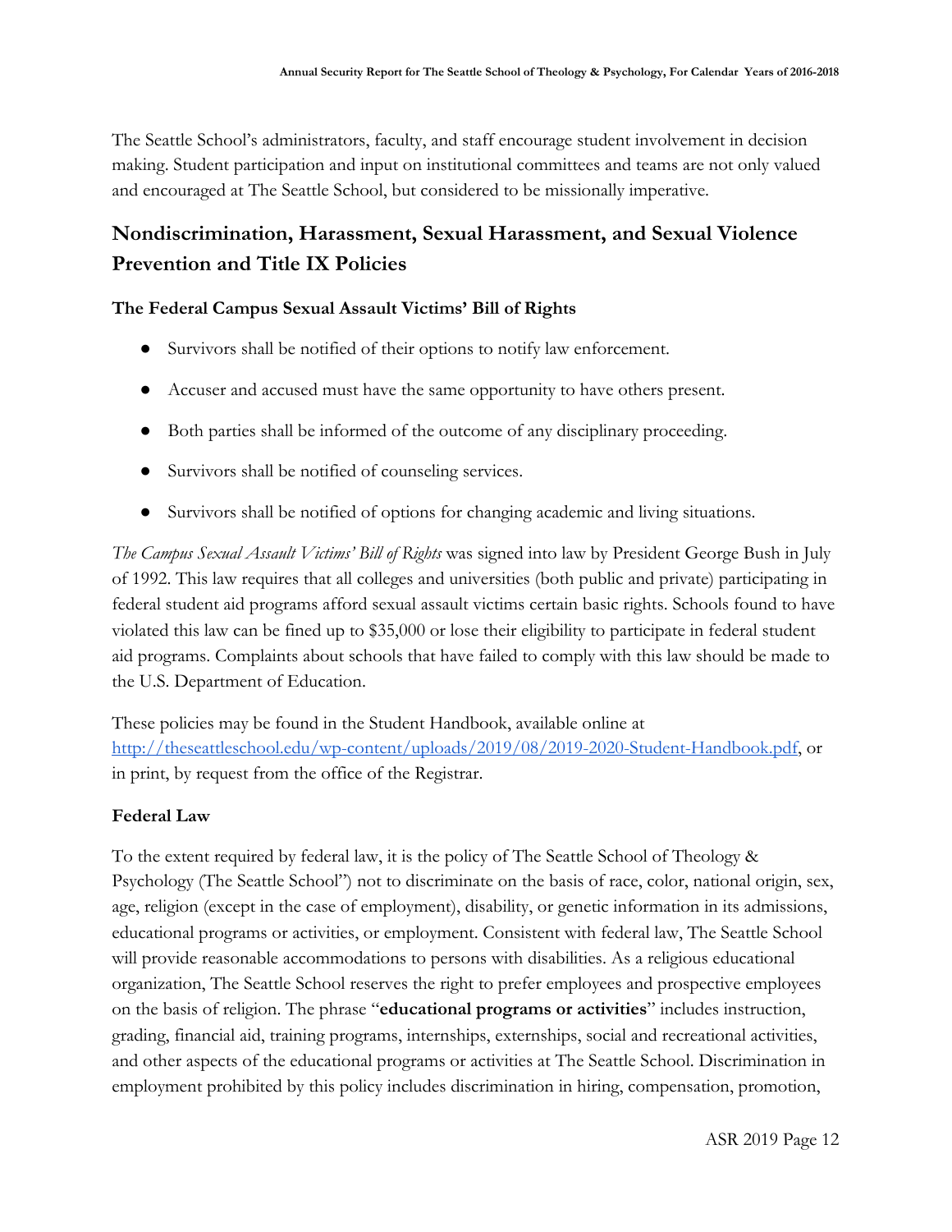The Seattle School's administrators, faculty, and staff encourage student involvement in decision making. Student participation and input on institutional committees and teams are not only valued and encouraged at The Seattle School, but considered to be missionally imperative.

## Nondiscrimination, Harassment, Sexual Harassment, and Sexual Violence Prevention and Title IX Policies

### The Federal Campus Sexual Assault Victims' Bill of Rights

- Survivors shall be notified of their options to notify law enforcement.
- Accuser and accused must have the same opportunity to have others present.
- Both parties shall be informed of the outcome of any disciplinary proceeding.
- Survivors shall be notified of counseling services.
- Survivors shall be notified of options for changing academic and living situations.

*The Campus Sexual Assault Victims' Bill of Rights* was signed into law by President George Bush in July of 1992. This law requires that all colleges and universities (both public and private) participating in federal student aid programs afford sexual assault victims certain basic rights. Schools found to have violated this law can be fined up to $35,000 or lose their eligibility to participate in federal student aid programs. Complaints about schools that have failed to comply with this law should be made to the U.S. Department of Education.

These policies may be found in the Student Handbook, available online at [http://theseattleschool.edu/wp-content/uploads/2019/08/2019-2020-Student-Handbook.pdf](http://theseattleschool.edu/wp-content/uploads/2019/08/2019-2020-Student-Handbook.pdf), or in print, by request from the office of the Registrar.

### Federal Law

To the extent required by federal law, it is the policy of The Seattle School of Theology & Psychology (The Seattle School") not to discriminate on the basis of race, color, national origin, sex, age, religion (except in the case of employment), disability, or genetic information in its admissions, educational programs or activities, or employment. Consistent with federal law, The Seattle School will provide reasonable accommodations to persons with disabilities. As a religious educational organization, The Seattle School reserves the right to prefer employees and prospective employees on the basis of religion. The phrase "**educational programs or activities**" includes instruction, grading, financial aid, training programs, internships, externships, social and recreational activities, and other aspects of the educational programs or activities at The Seattle School. Discrimination in employment prohibited by this policy includes discrimination in hiring, compensation, promotion,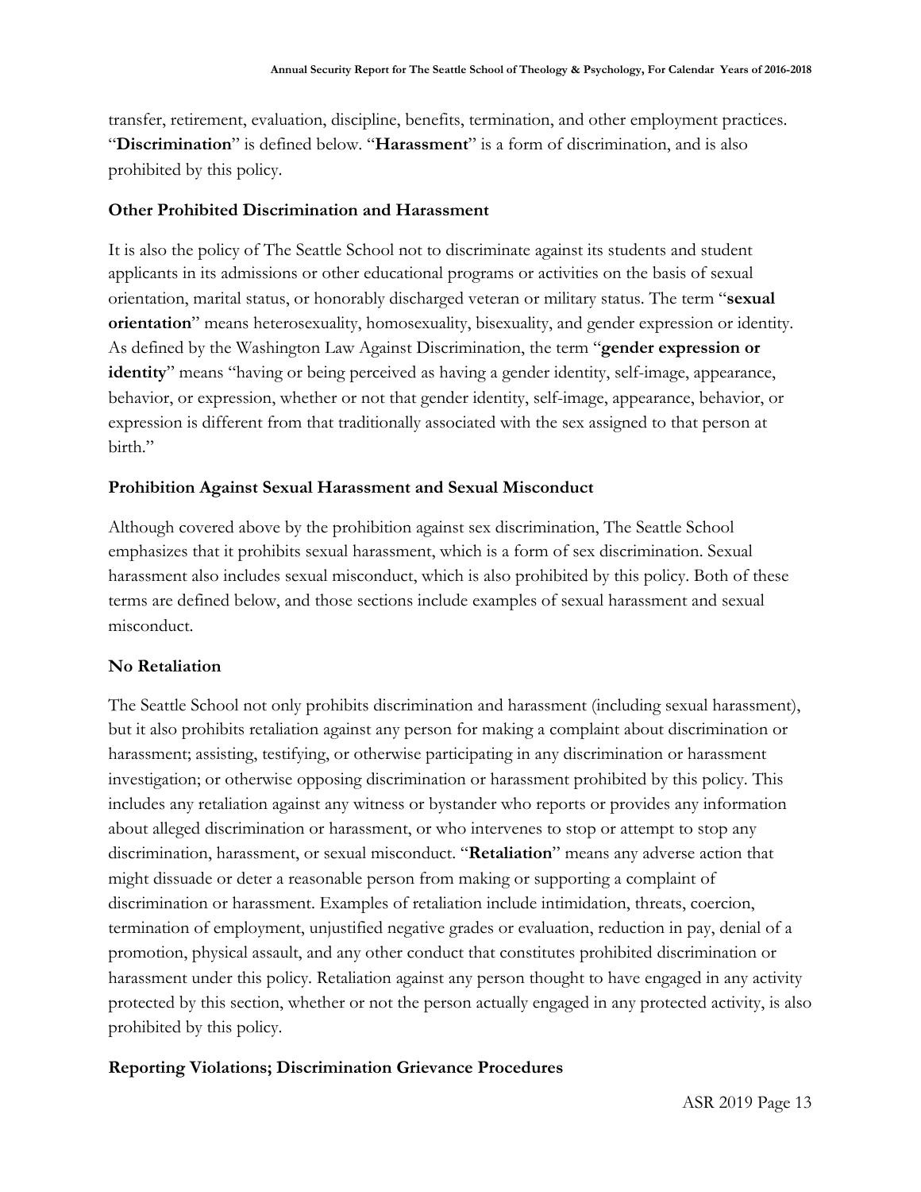transfer, retirement, evaluation, discipline, benefits, termination, and other employment practices. "**Discrimination**" is defined below. "**Harassment**" is a form of discrimination, and is also prohibited by this policy.

### Other Prohibited Discrimination and Harassment

It is also the policy of The Seattle School not to discriminate against its students and student applicants in its admissions or other educational programs or activities on the basis of sexual orientation, marital status, or honorably discharged veteran or military status. The term "**sexual orientation**" means heterosexuality, homosexuality, bisexuality, and gender expression or identity. As defined by the Washington Law Against Discrimination, the term "**gender expression or identity**" means "having or being perceived as having a gender identity, self-image, appearance, behavior, or expression, whether or not that gender identity, self-image, appearance, behavior, or expression is different from that traditionally associated with the sex assigned to that person at birth."

### Prohibition Against Sexual Harassment and Sexual Misconduct

Although covered above by the prohibition against sex discrimination, The Seattle School emphasizes that it prohibits sexual harassment, which is a form of sex discrimination. Sexual harassment also includes sexual misconduct, which is also prohibited by this policy. Both of these terms are defined below, and those sections include examples of sexual harassment and sexual misconduct.

### No Retaliation

The Seattle School not only prohibits discrimination and harassment (including sexual harassment), but it also prohibits retaliation against any person for making a complaint about discrimination or harassment; assisting, testifying, or otherwise participating in any discrimination or harassment investigation; or otherwise opposing discrimination or harassment prohibited by this policy. This includes any retaliation against any witness or bystander who reports or provides any information about alleged discrimination or harassment, or who intervenes to stop or attempt to stop any discrimination, harassment, or sexual misconduct. "**Retaliation**" means any adverse action that might dissuade or deter a reasonable person from making or supporting a complaint of discrimination or harassment. Examples of retaliation include intimidation, threats, coercion, termination of employment, unjustified negative grades or evaluation, reduction in pay, denial of a promotion, physical assault, and any other conduct that constitutes prohibited discrimination or harassment under this policy. Retaliation against any person thought to have engaged in any activity protected by this section, whether or not the person actually engaged in any protected activity, is also prohibited by this policy.

### Reporting Violations; Discrimination Grievance Procedures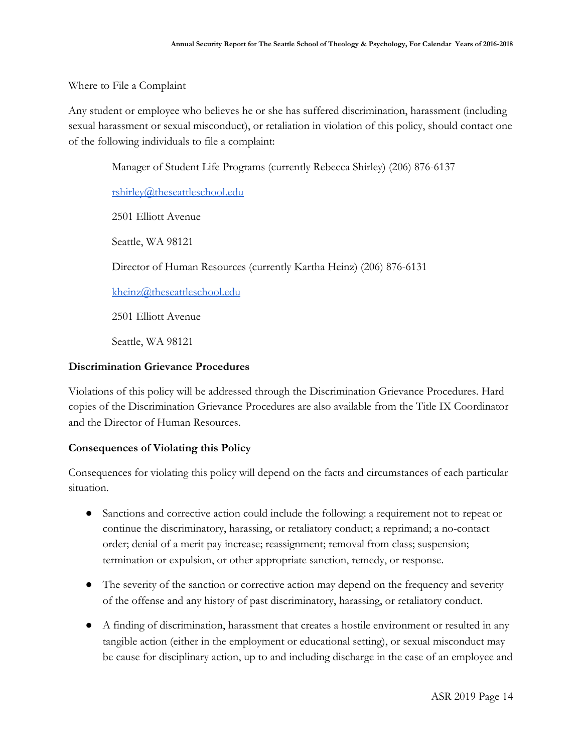Where to File a Complaint

Any student or employee who believes he or she has suffered discrimination, harassment (including sexual harassment or sexual misconduct), or retaliation in violation of this policy, should contact one of the following individuals to file a complaint:

> Manager of Student Life Programs (currently Rebecca Shirley) (206) 876-6137
>
> rshirley@theseattleschool.edu
>
> 2501 Elliott Avenue
>
> Seattle, WA 98121
>
> Director of Human Resources (currently Kartha Heinz) (206) 876-6131
>
> kheinz@theseattleschool.edu
>
> 2501 Elliott Avenue
>
> Seattle, WA 98121

**Discrimination Grievance Procedures**

Violations of this policy will be addressed through the Discrimination Grievance Procedures. Hard copies of the Discrimination Grievance Procedures are also available from the Title IX Coordinator and the Director of Human Resources.

**Consequences of Violating this Policy**

Consequences for violating this policy will depend on the facts and circumstances of each particular situation.

- Sanctions and corrective action could include the following: a requirement not to repeat or continue the discriminatory, harassing, or retaliatory conduct; a reprimand; a no-contact order; denial of a merit pay increase; reassignment; removal from class; suspension; termination or expulsion, or other appropriate sanction, remedy, or response.
- The severity of the sanction or corrective action may depend on the frequency and severity of the offense and any history of past discriminatory, harassing, or retaliatory conduct.
- A finding of discrimination, harassment that creates a hostile environment or resulted in any tangible action (either in the employment or educational setting), or sexual misconduct may be cause for disciplinary action, up to and including discharge in the case of an employee and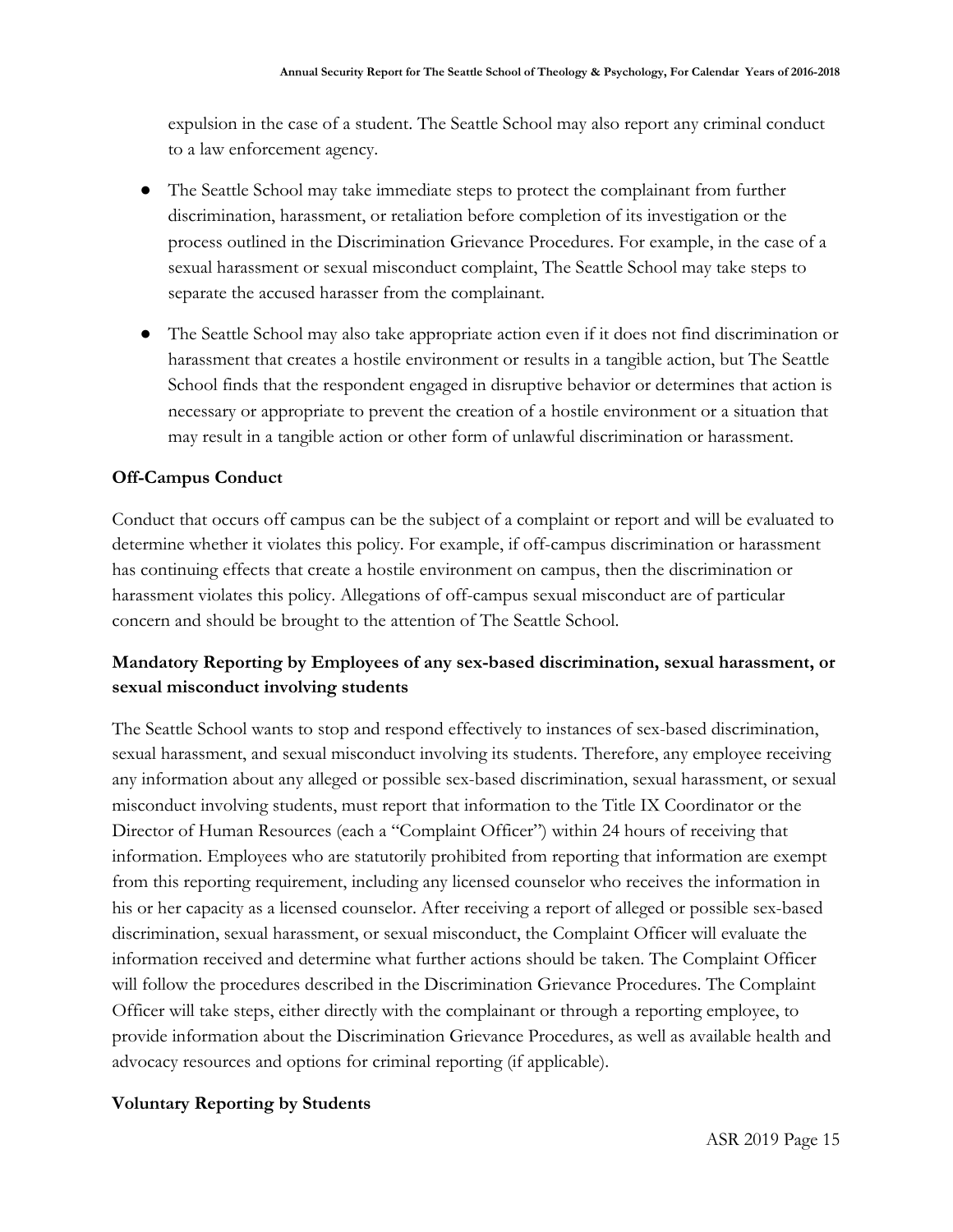expulsion in the case of a student. The Seattle School may also report any criminal conduct to a law enforcement agency.

- The Seattle School may take immediate steps to protect the complainant from further discrimination, harassment, or retaliation before completion of its investigation or the process outlined in the Discrimination Grievance Procedures. For example, in the case of a sexual harassment or sexual misconduct complaint, The Seattle School may take steps to separate the accused harasser from the complainant.

- The Seattle School may also take appropriate action even if it does not find discrimination or harassment that creates a hostile environment or results in a tangible action, but The Seattle School finds that the respondent engaged in disruptive behavior or determines that action is necessary or appropriate to prevent the creation of a hostile environment or a situation that may result in a tangible action or other form of unlawful discrimination or harassment.

**Off-Campus Conduct**

Conduct that occurs off campus can be the subject of a complaint or report and will be evaluated to determine whether it violates this policy. For example, if off-campus discrimination or harassment has continuing effects that create a hostile environment on campus, then the discrimination or harassment violates this policy. Allegations of off-campus sexual misconduct are of particular concern and should be brought to the attention of The Seattle School.

**Mandatory Reporting by Employees of any sex-based discrimination, sexual harassment, or sexual misconduct involving students**

The Seattle School wants to stop and respond effectively to instances of sex-based discrimination, sexual harassment, and sexual misconduct involving its students. Therefore, any employee receiving any information about any alleged or possible sex-based discrimination, sexual harassment, or sexual misconduct involving students, must report that information to the Title IX Coordinator or the Director of Human Resources (each a "Complaint Officer") within 24 hours of receiving that information. Employees who are statutorily prohibited from reporting that information are exempt from this reporting requirement, including any licensed counselor who receives the information in his or her capacity as a licensed counselor. After receiving a report of alleged or possible sex-based discrimination, sexual harassment, or sexual misconduct, the Complaint Officer will evaluate the information received and determine what further actions should be taken. The Complaint Officer will follow the procedures described in the Discrimination Grievance Procedures. The Complaint Officer will take steps, either directly with the complainant or through a reporting employee, to provide information about the Discrimination Grievance Procedures, as well as available health and advocacy resources and options for criminal reporting (if applicable).

**Voluntary Reporting by Students**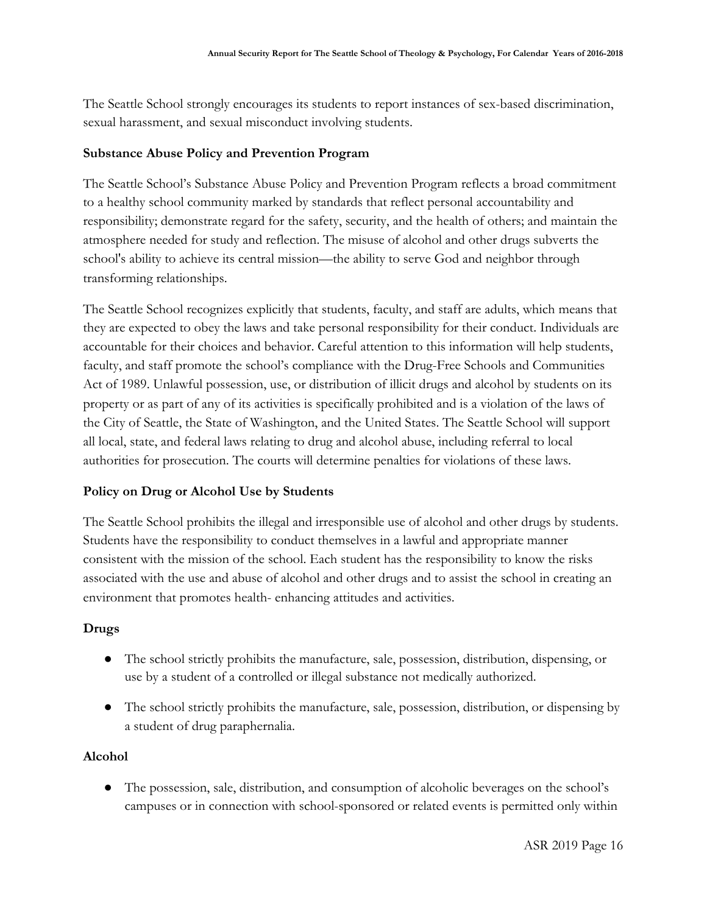The Seattle School strongly encourages its students to report instances of sex-based discrimination, sexual harassment, and sexual misconduct involving students.

**Substance Abuse Policy and Prevention Program**

The Seattle School's Substance Abuse Policy and Prevention Program reflects a broad commitment to a healthy school community marked by standards that reflect personal accountability and responsibility; demonstrate regard for the safety, security, and the health of others; and maintain the atmosphere needed for study and reflection. The misuse of alcohol and other drugs subverts the school's ability to achieve its central mission—the ability to serve God and neighbor through transforming relationships.

The Seattle School recognizes explicitly that students, faculty, and staff are adults, which means that they are expected to obey the laws and take personal responsibility for their conduct. Individuals are accountable for their choices and behavior. Careful attention to this information will help students, faculty, and staff promote the school's compliance with the Drug-Free Schools and Communities Act of 1989. Unlawful possession, use, or distribution of illicit drugs and alcohol by students on its property or as part of any of its activities is specifically prohibited and is a violation of the laws of the City of Seattle, the State of Washington, and the United States. The Seattle School will support all local, state, and federal laws relating to drug and alcohol abuse, including referral to local authorities for prosecution. The courts will determine penalties for violations of these laws.

**Policy on Drug or Alcohol Use by Students**

The Seattle School prohibits the illegal and irresponsible use of alcohol and other drugs by students. Students have the responsibility to conduct themselves in a lawful and appropriate manner consistent with the mission of the school. Each student has the responsibility to know the risks associated with the use and abuse of alcohol and other drugs and to assist the school in creating an environment that promotes health- enhancing attitudes and activities.

**Drugs**

- The school strictly prohibits the manufacture, sale, possession, distribution, dispensing, or use by a student of a controlled or illegal substance not medically authorized.
- The school strictly prohibits the manufacture, sale, possession, distribution, or dispensing by a student of drug paraphernalia.

**Alcohol**

- The possession, sale, distribution, and consumption of alcoholic beverages on the school's campuses or in connection with school-sponsored or related events is permitted only within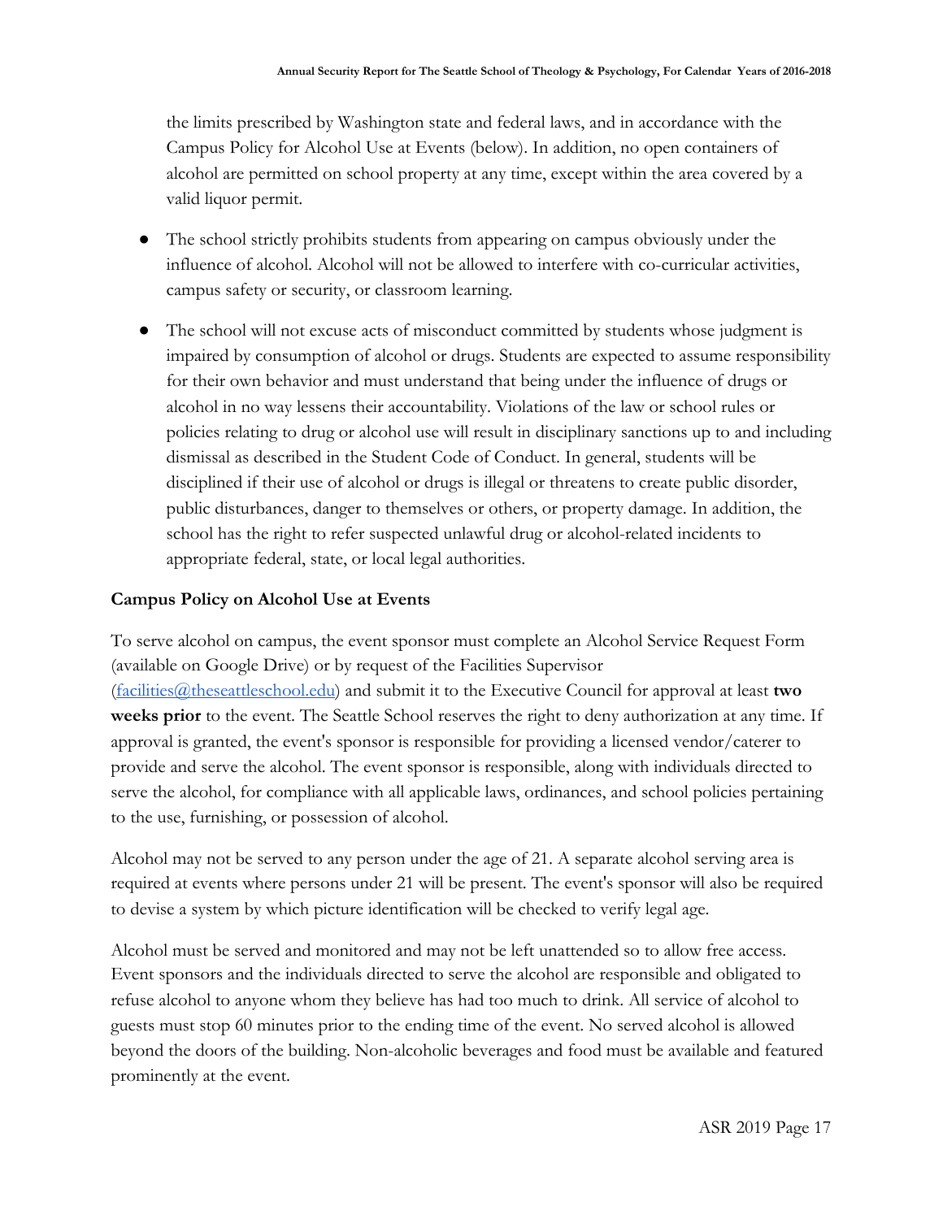the limits prescribed by Washington state and federal laws, and in accordance with the Campus Policy for Alcohol Use at Events (below). In addition, no open containers of alcohol are permitted on school property at any time, except within the area covered by a valid liquor permit.

- The school strictly prohibits students from appearing on campus obviously under the influence of alcohol. Alcohol will not be allowed to interfere with co-curricular activities, campus safety or security, or classroom learning.
- The school will not excuse acts of misconduct committed by students whose judgment is impaired by consumption of alcohol or drugs. Students are expected to assume responsibility for their own behavior and must understand that being under the influence of drugs or alcohol in no way lessens their accountability. Violations of the law or school rules or policies relating to drug or alcohol use will result in disciplinary sanctions up to and including dismissal as described in the Student Code of Conduct. In general, students will be disciplined if their use of alcohol or drugs is illegal or threatens to create public disorder, public disturbances, danger to themselves or others, or property damage. In addition, the school has the right to refer suspected unlawful drug or alcohol-related incidents to appropriate federal, state, or local legal authorities.

**Campus Policy on Alcohol Use at Events**

To serve alcohol on campus, the event sponsor must complete an Alcohol Service Request Form (available on Google Drive) or by request of the Facilities Supervisor (facilities@theseattleschool.edu) and submit it to the Executive Council for approval at least **two weeks prior** to the event. The Seattle School reserves the right to deny authorization at any time. If approval is granted, the event's sponsor is responsible for providing a licensed vendor/caterer to provide and serve the alcohol. The event sponsor is responsible, along with individuals directed to serve the alcohol, for compliance with all applicable laws, ordinances, and school policies pertaining to the use, furnishing, or possession of alcohol.

Alcohol may not be served to any person under the age of 21. A separate alcohol serving area is required at events where persons under 21 will be present. The event's sponsor will also be required to devise a system by which picture identification will be checked to verify legal age.

Alcohol must be served and monitored and may not be left unattended so to allow free access. Event sponsors and the individuals directed to serve the alcohol are responsible and obligated to refuse alcohol to anyone whom they believe has had too much to drink. All service of alcohol to guests must stop 60 minutes prior to the ending time of the event. No served alcohol is allowed beyond the doors of the building. Non-alcoholic beverages and food must be available and featured prominently at the event.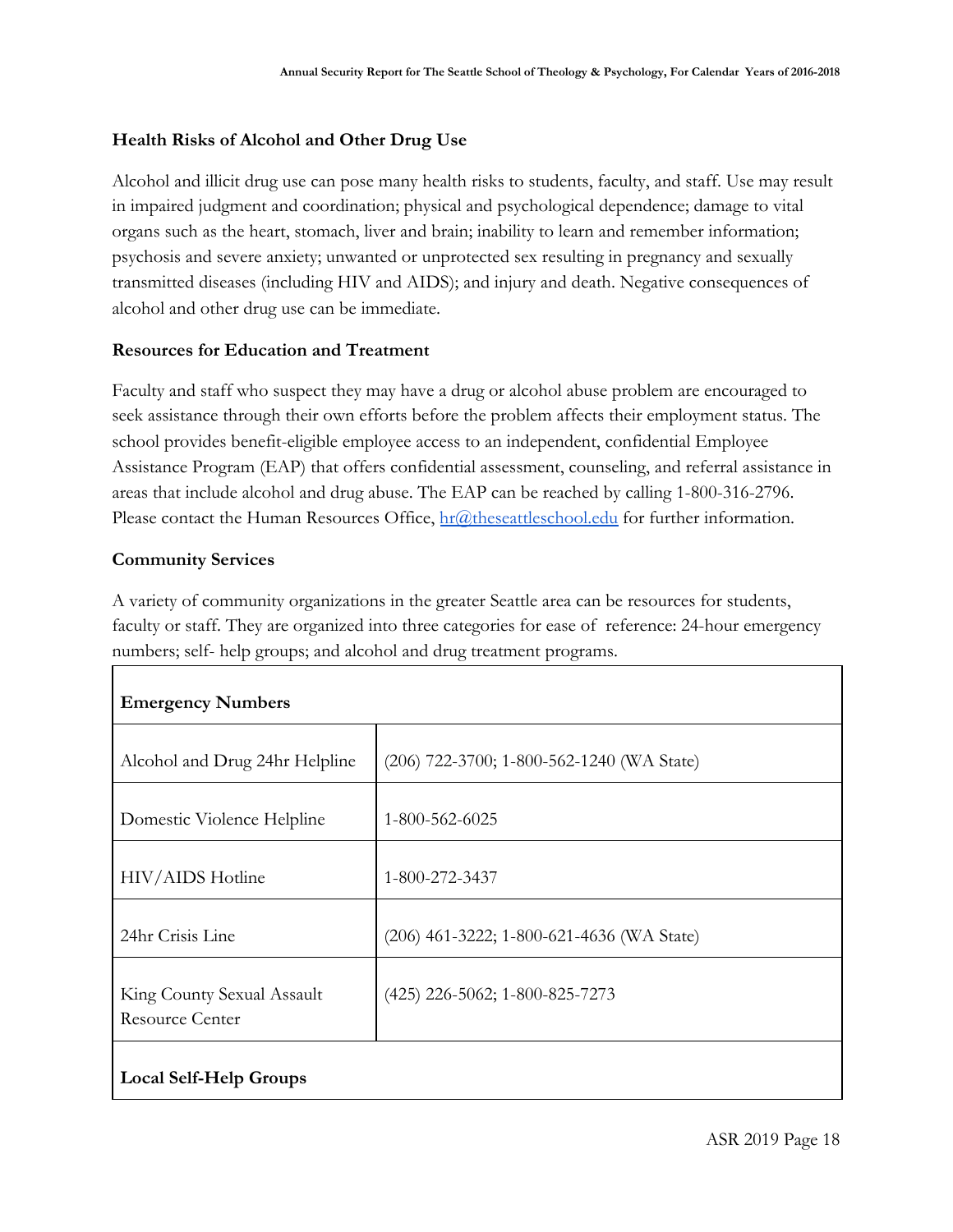### Health Risks of Alcohol and Other Drug Use

Alcohol and illicit drug use can pose many health risks to students, faculty, and staff. Use may result in impaired judgment and coordination; physical and psychological dependence; damage to vital organs such as the heart, stomach, liver and brain; inability to learn and remember information; psychosis and severe anxiety; unwanted or unprotected sex resulting in pregnancy and sexually transmitted diseases (including HIV and AIDS); and injury and death. Negative consequences of alcohol and other drug use can be immediate.

### Resources for Education and Treatment

Faculty and staff who suspect they may have a drug or alcohol abuse problem are encouraged to seek assistance through their own efforts before the problem affects their employment status. The school provides benefit-eligible employee access to an independent, confidential Employee Assistance Program (EAP) that offers confidential assessment, counseling, and referral assistance in areas that include alcohol and drug abuse. The EAP can be reached by calling 1-800-316-2796. Please contact the Human Resources Office, hr@theseattleschool.edu for further information.

### Community Services

A variety of community organizations in the greater Seattle area can be resources for students, faculty or staff. They are organized into three categories for ease of reference: 24-hour emergency numbers; self- help groups; and alcohol and drug treatment programs.

| **Emergency Numbers** | |
|---|---|
| Alcohol and Drug 24hr Helpline | (206) 722-3700; 1-800-562-1240 (WA State) |
| Domestic Violence Helpline | 1-800-562-6025 |
| HIV/AIDS Hotline | 1-800-272-3437 |
| 24hr Crisis Line | (206) 461-3222; 1-800-621-4636 (WA State) |
| King County Sexual Assault Resource Center | (425) 226-5062; 1-800-825-7273 |
| **Local Self-Help Groups** | |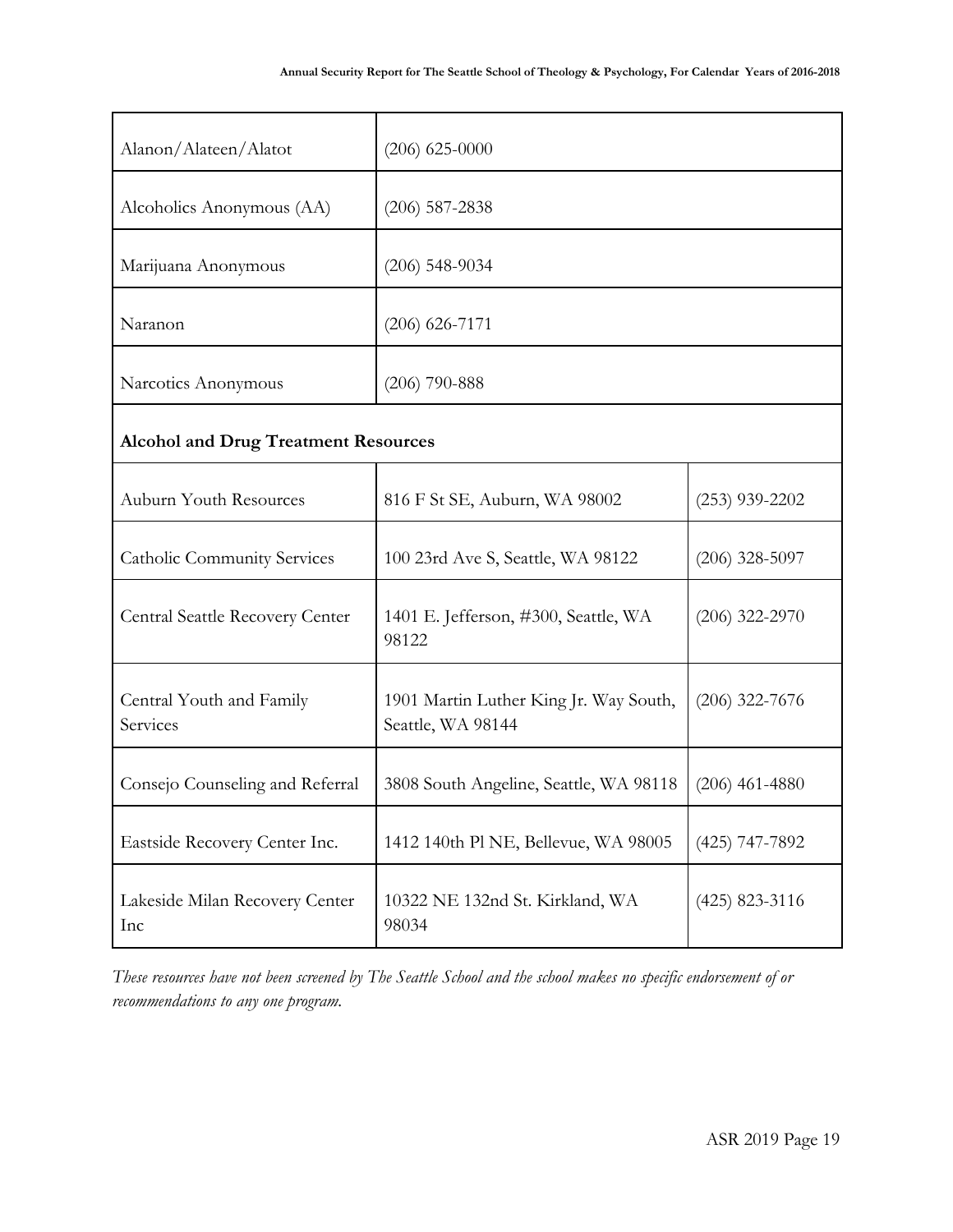| | | |
|---|---|---|
| Alanon/Alateen/Alatot | (206) 625-0000 | |
| Alcoholics Anonymous (AA) | (206) 587-2838 | |
| Marijuana Anonymous | (206) 548-9034 | |
| Naranon | (206) 626-7171 | |
| Narcotics Anonymous | (206) 790-888 | |
| **Alcohol and Drug Treatment Resources** | | |
| Auburn Youth Resources | 816 F St SE, Auburn, WA 98002 | (253) 939-2202 |
| Catholic Community Services | 100 23rd Ave S, Seattle, WA 98122 | (206) 328-5097 |
| Central Seattle Recovery Center | 1401 E. Jefferson, #300, Seattle, WA 98122 | (206) 322-2970 |
| Central Youth and Family Services | 1901 Martin Luther King Jr. Way South, Seattle, WA 98144 | (206) 322-7676 |
| Consejo Counseling and Referral | 3808 South Angeline, Seattle, WA 98118 | (206) 461-4880 |
| Eastside Recovery Center Inc. | 1412 140th Pl NE, Bellevue, WA 98005 | (425) 747-7892 |
| Lakeside Milan Recovery Center Inc | 10322 NE 132nd St. Kirkland, WA 98034 | (425) 823-3116 |

*These resources have not been screened by The Seattle School and the school makes no specific endorsement of or recommendations to any one program.*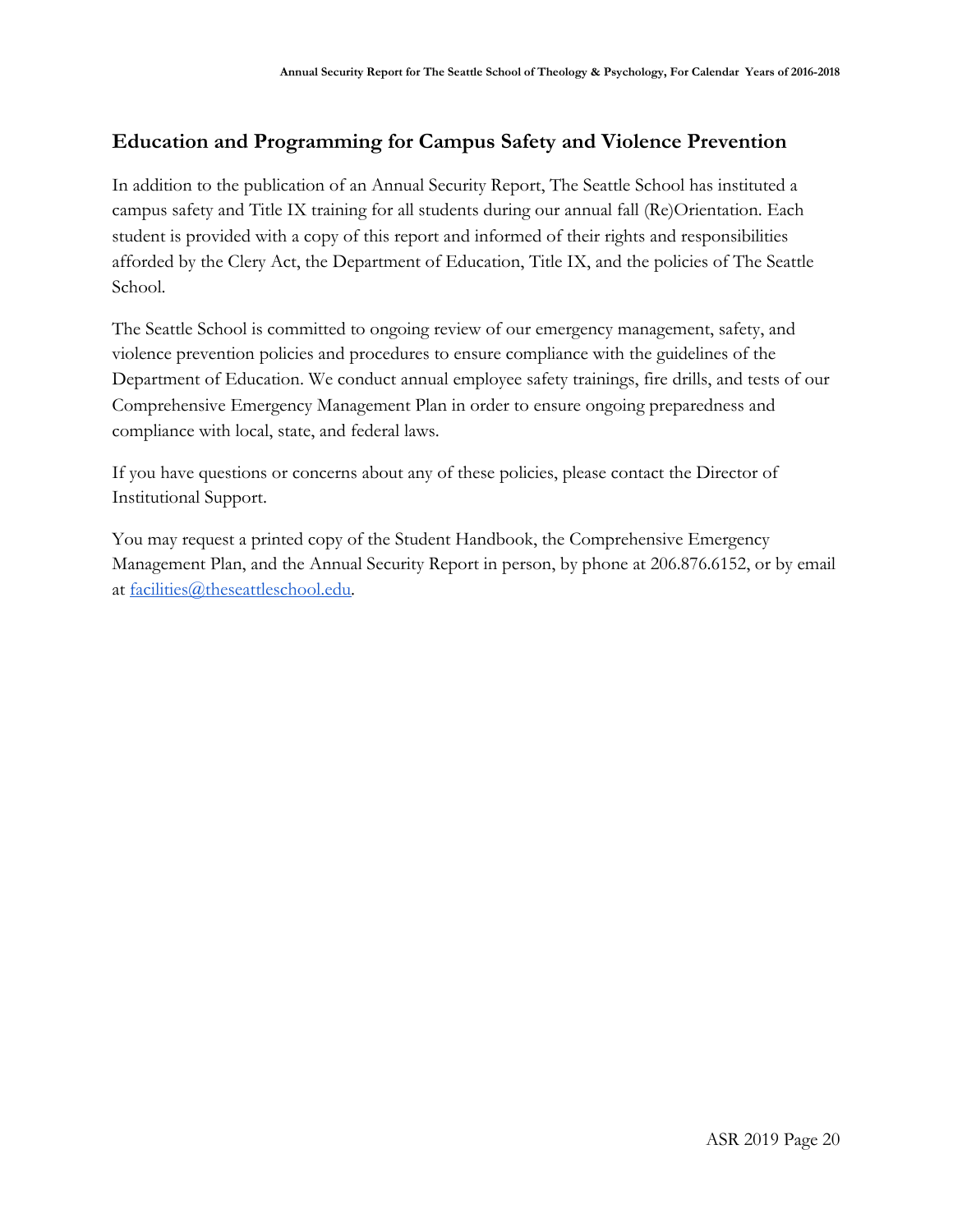## Education and Programming for Campus Safety and Violence Prevention

In addition to the publication of an Annual Security Report, The Seattle School has instituted a campus safety and Title IX training for all students during our annual fall (Re)Orientation. Each student is provided with a copy of this report and informed of their rights and responsibilities afforded by the Clery Act, the Department of Education, Title IX, and the policies of The Seattle School.

The Seattle School is committed to ongoing review of our emergency management, safety, and violence prevention policies and procedures to ensure compliance with the guidelines of the Department of Education. We conduct annual employee safety trainings, fire drills, and tests of our Comprehensive Emergency Management Plan in order to ensure ongoing preparedness and compliance with local, state, and federal laws.

If you have questions or concerns about any of these policies, please contact the Director of Institutional Support.

You may request a printed copy of the Student Handbook, the Comprehensive Emergency Management Plan, and the Annual Security Report in person, by phone at 206.876.6152, or by email at facilities@theseattleschool.edu.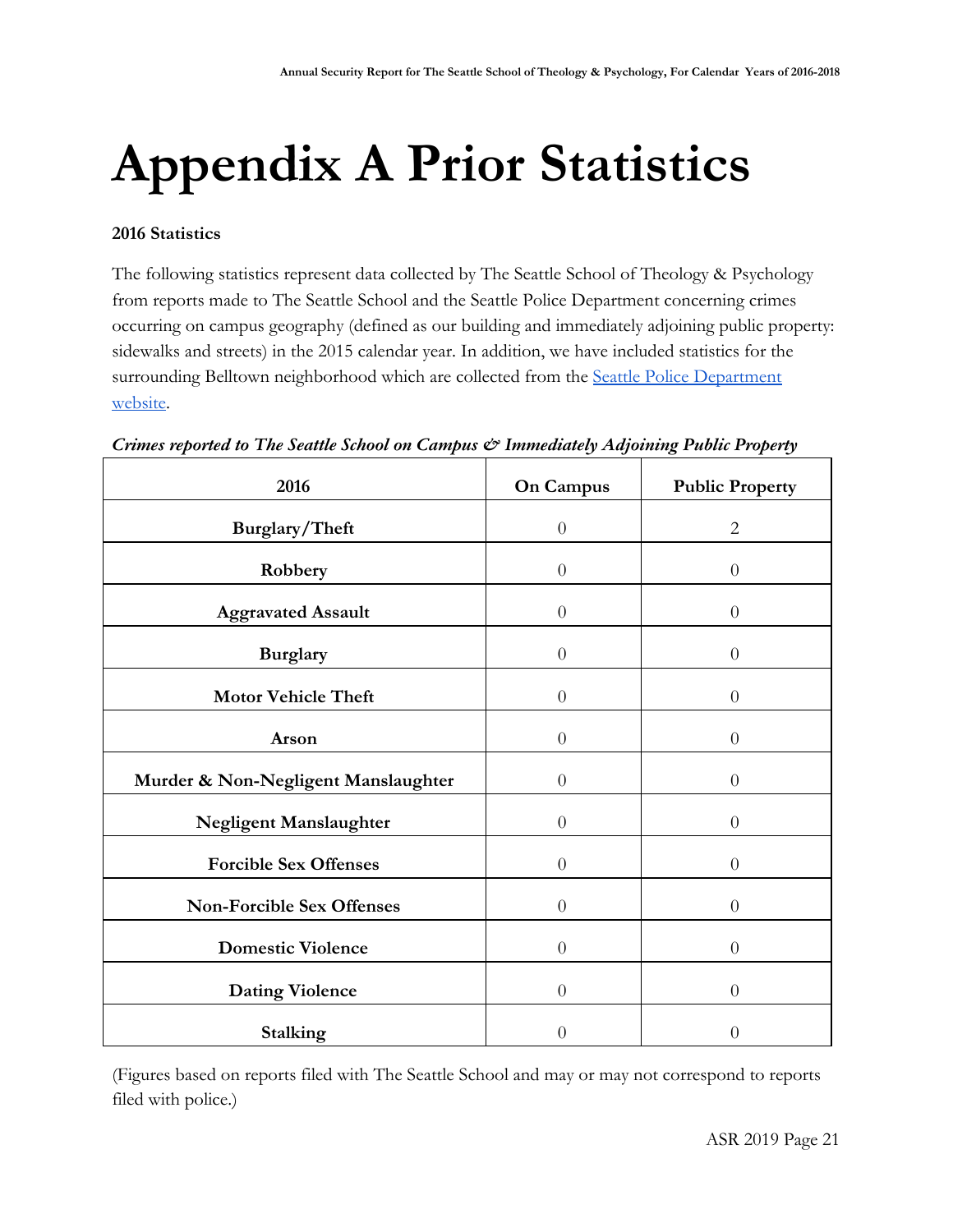# Appendix A Prior Statistics

**2016 Statistics**

The following statistics represent data collected by The Seattle School of Theology & Psychology from reports made to The Seattle School and the Seattle Police Department concerning crimes occurring on campus geography (defined as our building and immediately adjoining public property: sidewalks and streets) in the 2015 calendar year. In addition, we have included statistics for the surrounding Belltown neighborhood which are collected from the Seattle Police Department website.

***Crimes reported to The Seattle School on Campus & Immediately Adjoining Public Property***

| 2016 | On Campus | Public Property |
|---|---|---|
| **Burglary/Theft** | 0 | 2 |
| **Robbery** | 0 | 0 |
| **Aggravated Assault** | 0 | 0 |
| **Burglary** | 0 | 0 |
| **Motor Vehicle Theft** | 0 | 0 |
| **Arson** | 0 | 0 |
| **Murder & Non-Negligent Manslaughter** | 0 | 0 |
| **Negligent Manslaughter** | 0 | 0 |
| **Forcible Sex Offenses** | 0 | 0 |
| **Non-Forcible Sex Offenses** | 0 | 0 |
| **Domestic Violence** | 0 | 0 |
| **Dating Violence** | 0 | 0 |
| **Stalking** | 0 | 0 |

(Figures based on reports filed with The Seattle School and may or may not correspond to reports filed with police.)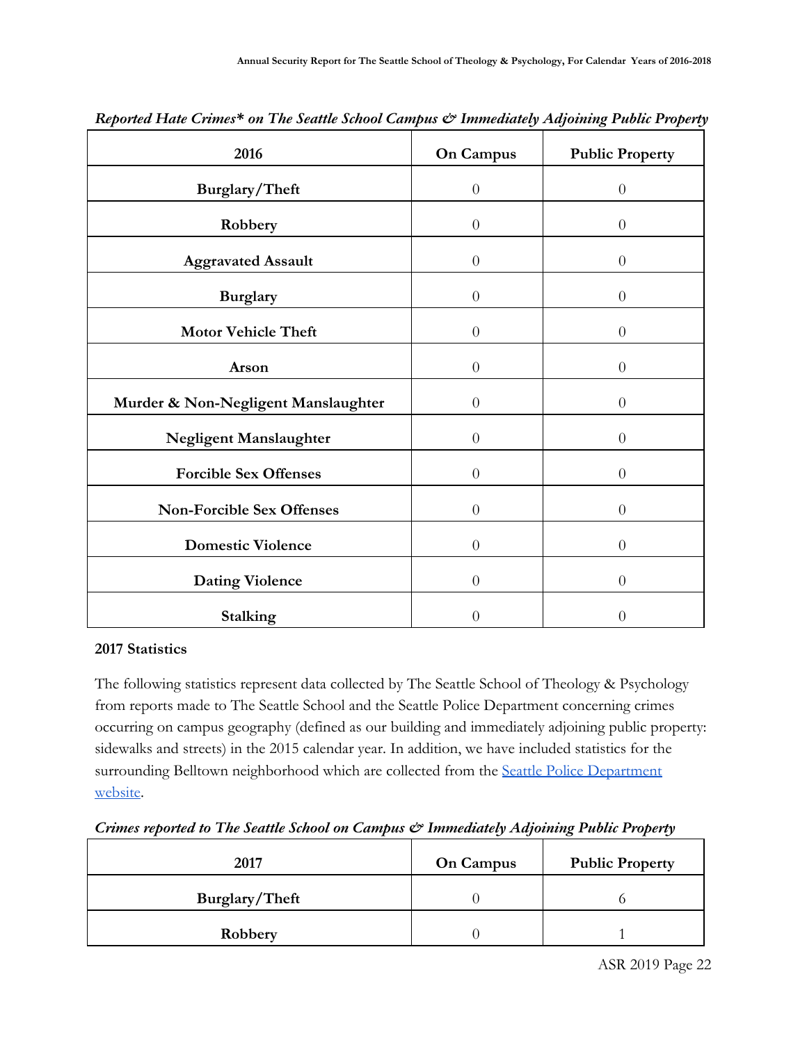*Reported Hate Crimes* on The Seattle School Campus & Immediately Adjoining Public Property*

| 2016 | On Campus | Public Property |
|---|---|---|
| **Burglary/Theft** | 0 | 0 |
| **Robbery** | 0 | 0 |
| **Aggravated Assault** | 0 | 0 |
| **Burglary** | 0 | 0 |
| **Motor Vehicle Theft** | 0 | 0 |
| **Arson** | 0 | 0 |
| **Murder & Non-Negligent Manslaughter** | 0 | 0 |
| **Negligent Manslaughter** | 0 | 0 |
| **Forcible Sex Offenses** | 0 | 0 |
| **Non-Forcible Sex Offenses** | 0 | 0 |
| **Domestic Violence** | 0 | 0 |
| **Dating Violence** | 0 | 0 |
| **Stalking** | 0 | 0 |

**2017 Statistics**

The following statistics represent data collected by The Seattle School of Theology & Psychology from reports made to The Seattle School and the Seattle Police Department concerning crimes occurring on campus geography (defined as our building and immediately adjoining public property: sidewalks and streets) in the 2015 calendar year. In addition, we have included statistics for the surrounding Belltown neighborhood which are collected from the Seattle Police Department website.

***Crimes reported to The Seattle School on Campus & Immediately Adjoining Public Property***

| 2017 | On Campus | Public Property |
|---|---|---|
| **Burglary/Theft** | 0 | 6 |
| **Robbery** | 0 | 1 |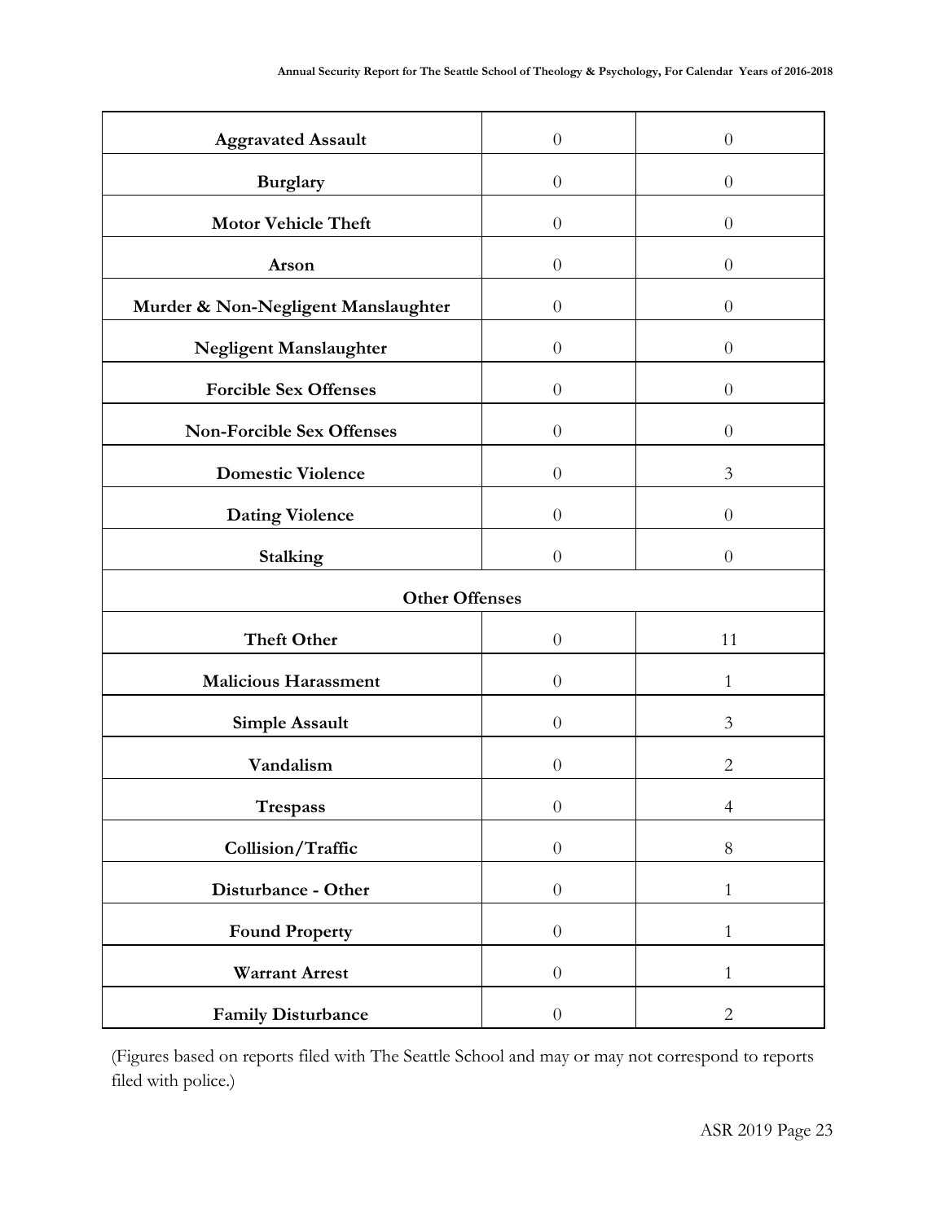| | | |
|---|---|---|
| **Aggravated Assault** | 0 | 0 |
| **Burglary** | 0 | 0 |
| **Motor Vehicle Theft** | 0 | 0 |
| **Arson** | 0 | 0 |
| **Murder & Non-Negligent Manslaughter** | 0 | 0 |
| **Negligent Manslaughter** | 0 | 0 |
| **Forcible Sex Offenses** | 0 | 0 |
| **Non-Forcible Sex Offenses** | 0 | 0 |
| **Domestic Violence** | 0 | 3 |
| **Dating Violence** | 0 | 0 |
| **Stalking** | 0 | 0 |
| **Other Offenses** | | |
| **Theft Other** | 0 | 11 |
| **Malicious Harassment** | 0 | 1 |
| **Simple Assault** | 0 | 3 |
| **Vandalism** | 0 | 2 |
| **Trespass** | 0 | 4 |
| **Collision/Traffic** | 0 | 8 |
| **Disturbance - Other** | 0 | 1 |
| **Found Property** | 0 | 1 |
| **Warrant Arrest** | 0 | 1 |
| **Family Disturbance** | 0 | 2 |

(Figures based on reports filed with The Seattle School and may or may not correspond to reports filed with police.)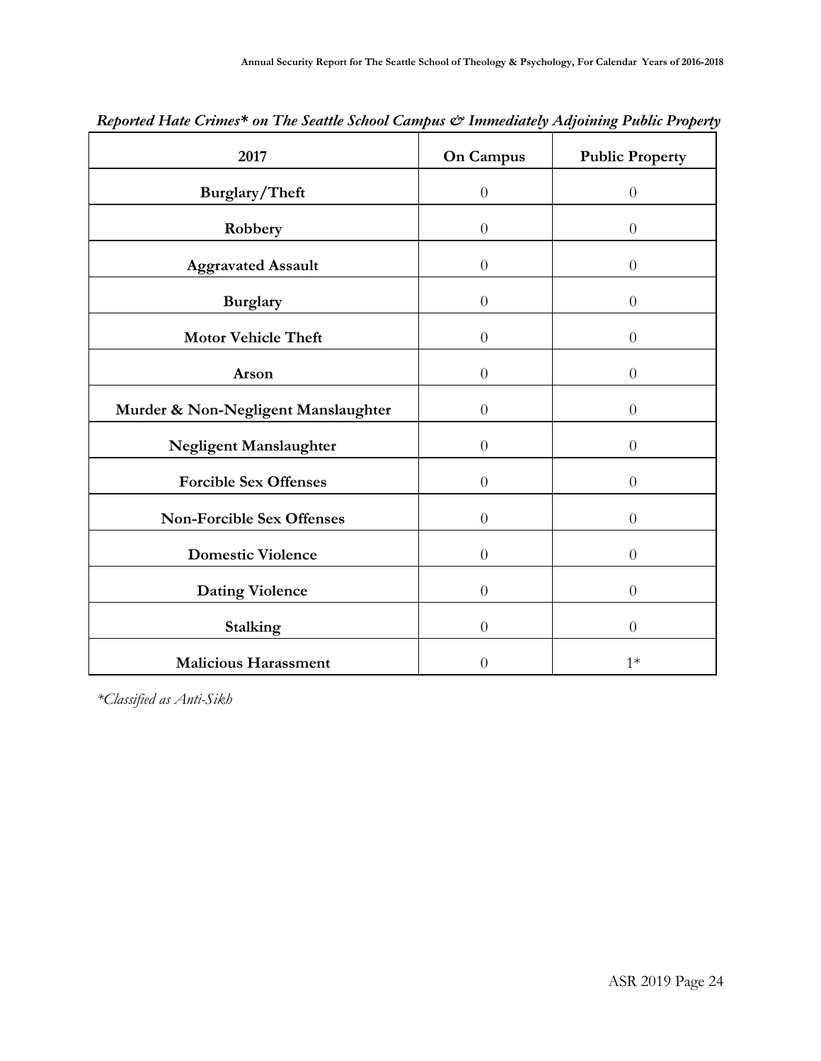*Reported Hate Crimes\* on The Seattle School Campus & Immediately Adjoining Public Property*

| 2017 | On Campus | Public Property |
|---|---|---|
| Burglary/Theft | 0 | 0 |
| Robbery | 0 | 0 |
| Aggravated Assault | 0 | 0 |
| Burglary | 0 | 0 |
| Motor Vehicle Theft | 0 | 0 |
| Arson | 0 | 0 |
| Murder & Non-Negligent Manslaughter | 0 | 0 |
| Negligent Manslaughter | 0 | 0 |
| Forcible Sex Offenses | 0 | 0 |
| Non-Forcible Sex Offenses | 0 | 0 |
| Domestic Violence | 0 | 0 |
| Dating Violence | 0 | 0 |
| Stalking | 0 | 0 |
| Malicious Harassment | 0 | 1* |

*\*Classified as Anti-Sikh*